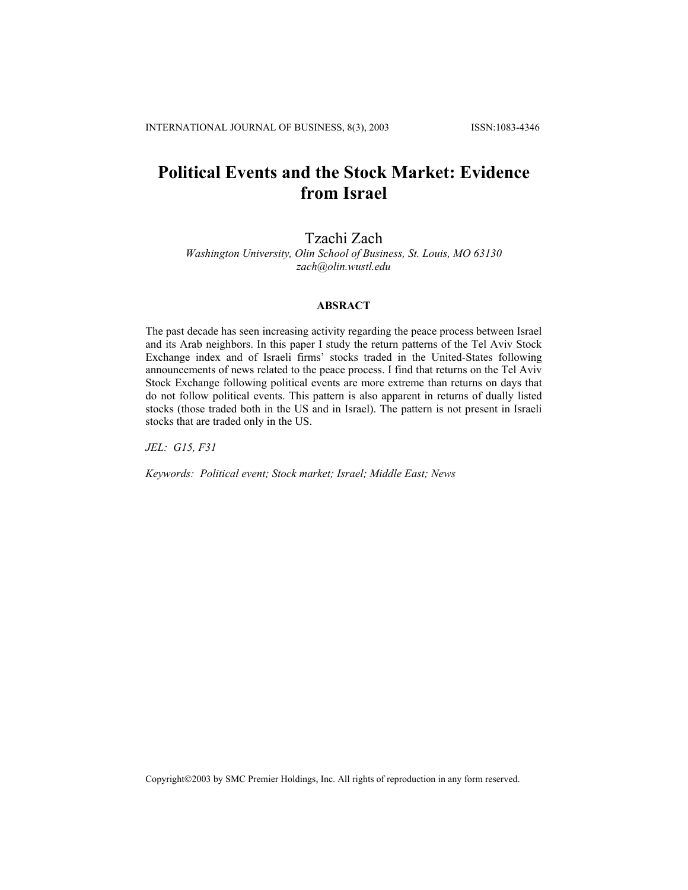# Political Events and the Stock Market: Evidence from Israel

Tzachi Zach

*Washington University, Olin School of Business, St. Louis, MO 63130*
*zach@olin.wustl.edu*

## ABSRACT

The past decade has seen increasing activity regarding the peace process between Israel and its Arab neighbors. In this paper I study the return patterns of the Tel Aviv Stock Exchange index and of Israeli firms' stocks traded in the United-States following announcements of news related to the peace process. I find that returns on the Tel Aviv Stock Exchange following political events are more extreme than returns on days that do not follow political events. This pattern is also apparent in returns of dually listed stocks (those traded both in the US and in Israel). The pattern is not present in Israeli stocks that are traded only in the US.

*JEL: G15, F31*

*Keywords: Political event; Stock market; Israel; Middle East; News*

Copyright©2003 by SMC Premier Holdings, Inc. All rights of reproduction in any form reserved.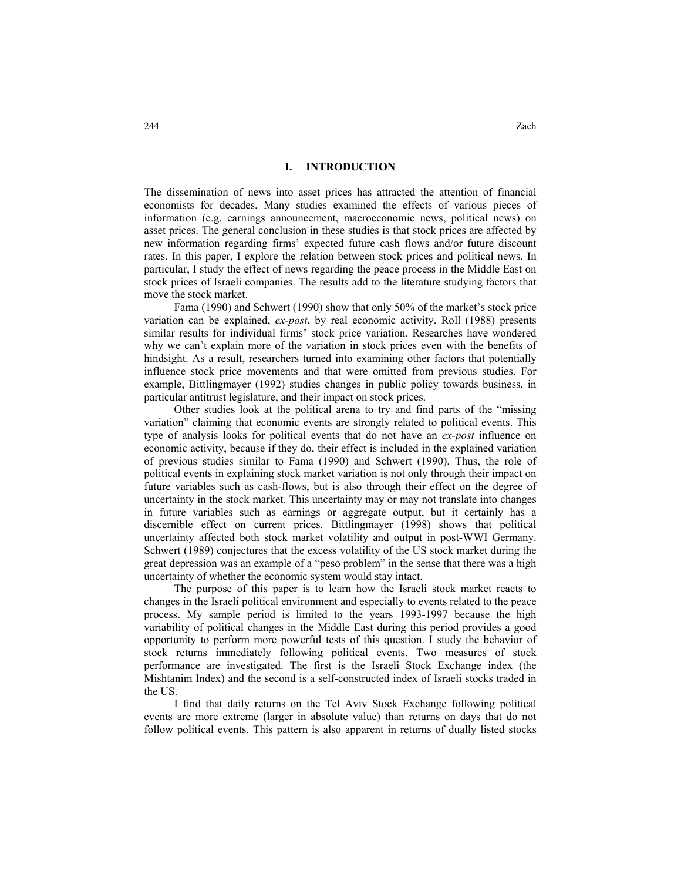## I. INTRODUCTION

The dissemination of news into asset prices has attracted the attention of financial economists for decades. Many studies examined the effects of various pieces of information (e.g. earnings announcement, macroeconomic news, political news) on asset prices. The general conclusion in these studies is that stock prices are affected by new information regarding firms' expected future cash flows and/or future discount rates. In this paper, I explore the relation between stock prices and political news. In particular, I study the effect of news regarding the peace process in the Middle East on stock prices of Israeli companies. The results add to the literature studying factors that move the stock market.

Fama (1990) and Schwert (1990) show that only 50% of the market's stock price variation can be explained, *ex-post*, by real economic activity. Roll (1988) presents similar results for individual firms' stock price variation. Researches have wondered why we can't explain more of the variation in stock prices even with the benefits of hindsight. As a result, researchers turned into examining other factors that potentially influence stock price movements and that were omitted from previous studies. For example, Bittlingmayer (1992) studies changes in public policy towards business, in particular antitrust legislature, and their impact on stock prices.

Other studies look at the political arena to try and find parts of the "missing variation" claiming that economic events are strongly related to political events. This type of analysis looks for political events that do not have an *ex-post* influence on economic activity, because if they do, their effect is included in the explained variation of previous studies similar to Fama (1990) and Schwert (1990). Thus, the role of political events in explaining stock market variation is not only through their impact on future variables such as cash-flows, but is also through their effect on the degree of uncertainty in the stock market. This uncertainty may or may not translate into changes in future variables such as earnings or aggregate output, but it certainly has a discernible effect on current prices. Bittlingmayer (1998) shows that political uncertainty affected both stock market volatility and output in post-WWI Germany. Schwert (1989) conjectures that the excess volatility of the US stock market during the great depression was an example of a "peso problem" in the sense that there was a high uncertainty of whether the economic system would stay intact.

The purpose of this paper is to learn how the Israeli stock market reacts to changes in the Israeli political environment and especially to events related to the peace process. My sample period is limited to the years 1993-1997 because the high variability of political changes in the Middle East during this period provides a good opportunity to perform more powerful tests of this question. I study the behavior of stock returns immediately following political events. Two measures of stock performance are investigated. The first is the Israeli Stock Exchange index (the Mishtanim Index) and the second is a self-constructed index of Israeli stocks traded in the US.

I find that daily returns on the Tel Aviv Stock Exchange following political events are more extreme (larger in absolute value) than returns on days that do not follow political events. This pattern is also apparent in returns of dually listed stocks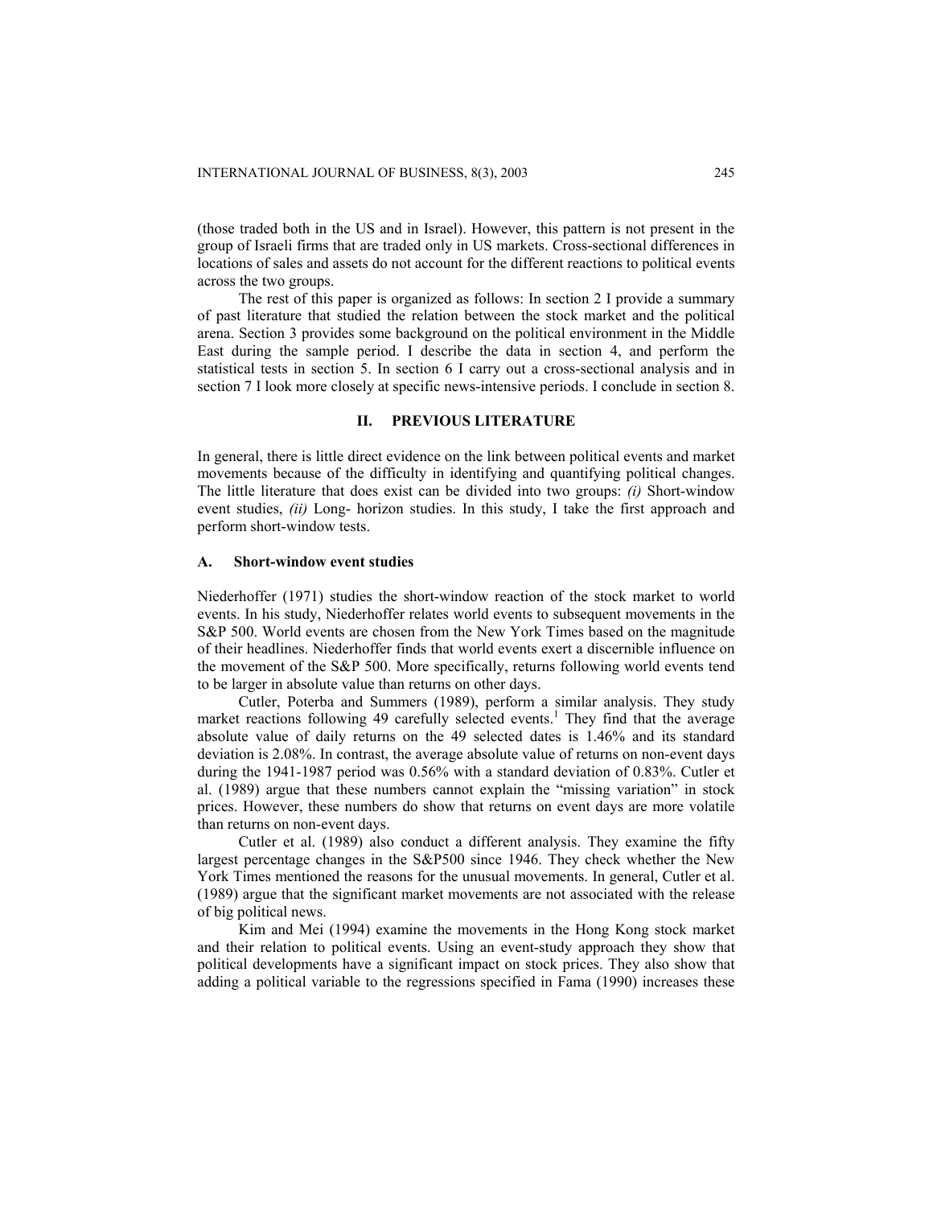(those traded both in the US and in Israel). However, this pattern is not present in the group of Israeli firms that are traded only in US markets. Cross-sectional differences in locations of sales and assets do not account for the different reactions to political events across the two groups.

The rest of this paper is organized as follows: In section 2 I provide a summary of past literature that studied the relation between the stock market and the political arena. Section 3 provides some background on the political environment in the Middle East during the sample period. I describe the data in section 4, and perform the statistical tests in section 5. In section 6 I carry out a cross-sectional analysis and in section 7 I look more closely at specific news-intensive periods. I conclude in section 8.

## II. PREVIOUS LITERATURE

In general, there is little direct evidence on the link between political events and market movements because of the difficulty in identifying and quantifying political changes. The little literature that does exist can be divided into two groups: *(i)* Short-window event studies, *(ii)* Long- horizon studies. In this study, I take the first approach and perform short-window tests.

### A. Short-window event studies

Niederhoffer (1971) studies the short-window reaction of the stock market to world events. In his study, Niederhoffer relates world events to subsequent movements in the S&P 500. World events are chosen from the New York Times based on the magnitude of their headlines. Niederhoffer finds that world events exert a discernible influence on the movement of the S&P 500. More specifically, returns following world events tend to be larger in absolute value than returns on other days.

Cutler, Poterba and Summers (1989), perform a similar analysis. They study market reactions following 49 carefully selected events.[1] They find that the average absolute value of daily returns on the 49 selected dates is 1.46% and its standard deviation is 2.08%. In contrast, the average absolute value of returns on non-event days during the 1941-1987 period was 0.56% with a standard deviation of 0.83%. Cutler et al. (1989) argue that these numbers cannot explain the "missing variation" in stock prices. However, these numbers do show that returns on event days are more volatile than returns on non-event days.

Cutler et al. (1989) also conduct a different analysis. They examine the fifty largest percentage changes in the S&P500 since 1946. They check whether the New York Times mentioned the reasons for the unusual movements. In general, Cutler et al. (1989) argue that the significant market movements are not associated with the release of big political news.

Kim and Mei (1994) examine the movements in the Hong Kong stock market and their relation to political events. Using an event-study approach they show that political developments have a significant impact on stock prices. They also show that adding a political variable to the regressions specified in Fama (1990) increases these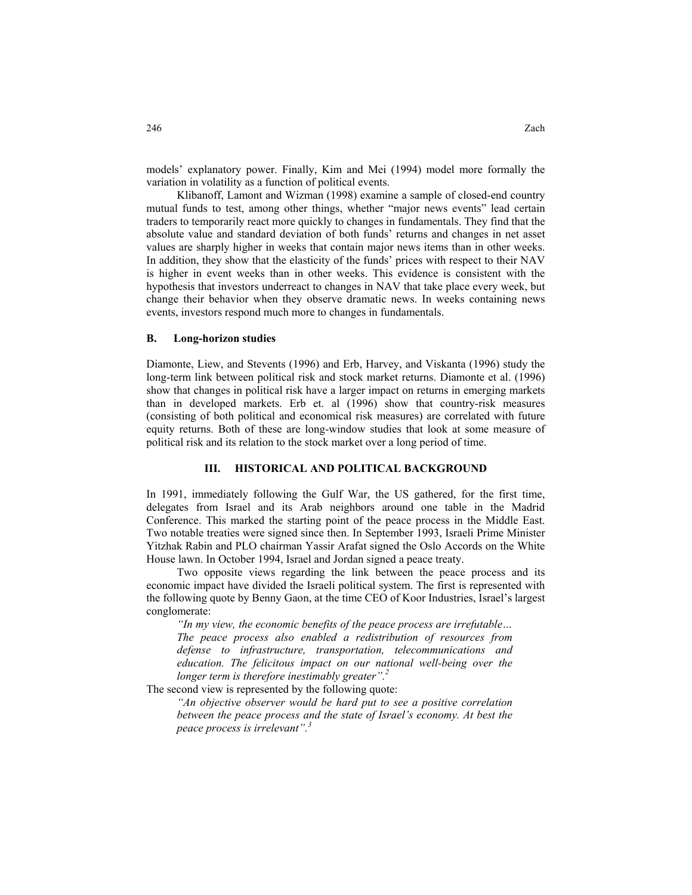models' explanatory power. Finally, Kim and Mei (1994) model more formally the variation in volatility as a function of political events.

Klibanoff, Lamont and Wizman (1998) examine a sample of closed-end country mutual funds to test, among other things, whether "major news events" lead certain traders to temporarily react more quickly to changes in fundamentals. They find that the absolute value and standard deviation of both funds' returns and changes in net asset values are sharply higher in weeks that contain major news items than in other weeks. In addition, they show that the elasticity of the funds' prices with respect to their NAV is higher in event weeks than in other weeks. This evidence is consistent with the hypothesis that investors underreact to changes in NAV that take place every week, but change their behavior when they observe dramatic news. In weeks containing news events, investors respond much more to changes in fundamentals.

### B. Long-horizon studies

Diamonte, Liew, and Stevents (1996) and Erb, Harvey, and Viskanta (1996) study the long-term link between political risk and stock market returns. Diamonte et al. (1996) show that changes in political risk have a larger impact on returns in emerging markets than in developed markets. Erb et. al (1996) show that country-risk measures (consisting of both political and economical risk measures) are correlated with future equity returns. Both of these are long-window studies that look at some measure of political risk and its relation to the stock market over a long period of time.

## III. HISTORICAL AND POLITICAL BACKGROUND

In 1991, immediately following the Gulf War, the US gathered, for the first time, delegates from Israel and its Arab neighbors around one table in the Madrid Conference. This marked the starting point of the peace process in the Middle East. Two notable treaties were signed since then. In September 1993, Israeli Prime Minister Yitzhak Rabin and PLO chairman Yassir Arafat signed the Oslo Accords on the White House lawn. In October 1994, Israel and Jordan signed a peace treaty.

Two opposite views regarding the link between the peace process and its economic impact have divided the Israeli political system. The first is represented with the following quote by Benny Gaon, at the time CEO of Koor Industries, Israel's largest conglomerate:

> *"In my view, the economic benefits of the peace process are irrefutable… The peace process also enabled a redistribution of resources from defense to infrastructure, transportation, telecommunications and education. The felicitous impact on our national well-being over the longer term is therefore inestimably greater".*[2]

The second view is represented by the following quote:

> *"An objective observer would be hard put to see a positive correlation between the peace process and the state of Israel's economy. At best the peace process is irrelevant".*[3]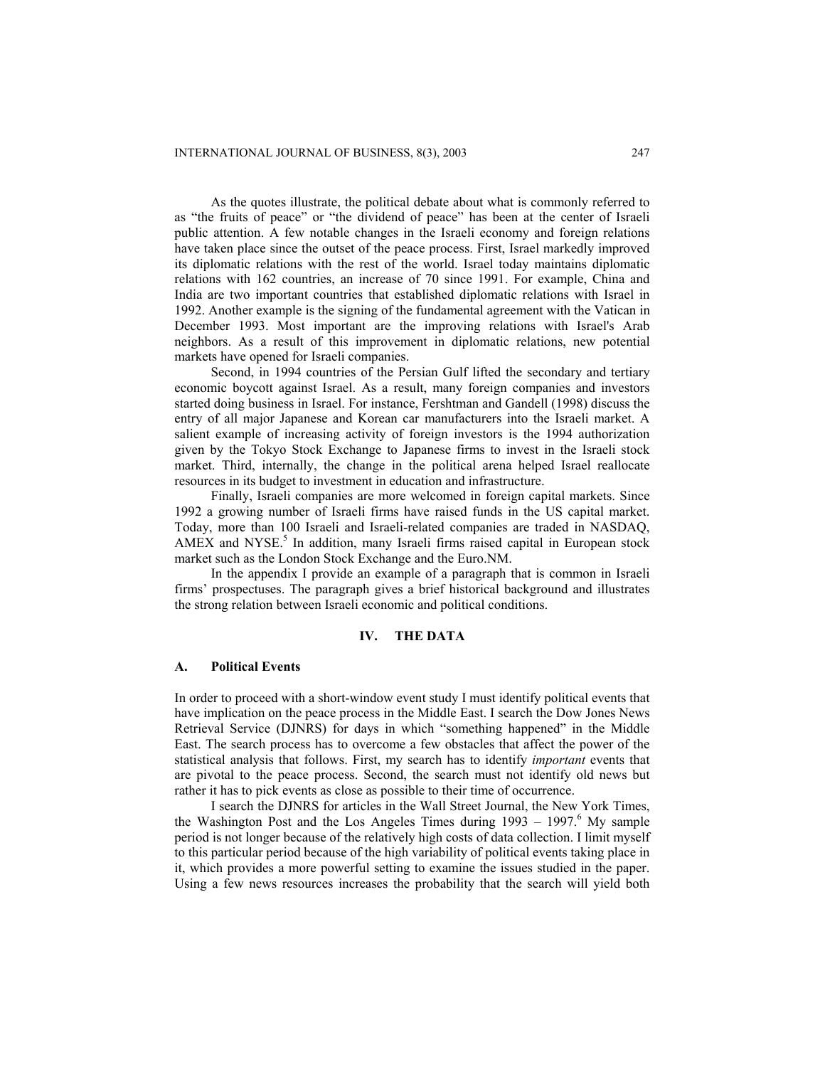As the quotes illustrate, the political debate about what is commonly referred to as "the fruits of peace" or "the dividend of peace" has been at the center of Israeli public attention. A few notable changes in the Israeli economy and foreign relations have taken place since the outset of the peace process. First, Israel markedly improved its diplomatic relations with the rest of the world. Israel today maintains diplomatic relations with 162 countries, an increase of 70 since 1991. For example, China and India are two important countries that established diplomatic relations with Israel in 1992. Another example is the signing of the fundamental agreement with the Vatican in December 1993. Most important are the improving relations with Israel's Arab neighbors. As a result of this improvement in diplomatic relations, new potential markets have opened for Israeli companies.

Second, in 1994 countries of the Persian Gulf lifted the secondary and tertiary economic boycott against Israel. As a result, many foreign companies and investors started doing business in Israel. For instance, Fershtman and Gandell (1998) discuss the entry of all major Japanese and Korean car manufacturers into the Israeli market. A salient example of increasing activity of foreign investors is the 1994 authorization given by the Tokyo Stock Exchange to Japanese firms to invest in the Israeli stock market. Third, internally, the change in the political arena helped Israel reallocate resources in its budget to investment in education and infrastructure.

Finally, Israeli companies are more welcomed in foreign capital markets. Since 1992 a growing number of Israeli firms have raised funds in the US capital market. Today, more than 100 Israeli and Israeli-related companies are traded in NASDAQ, AMEX and NYSE.[5] In addition, many Israeli firms raised capital in European stock market such as the London Stock Exchange and the Euro.NM.

In the appendix I provide an example of a paragraph that is common in Israeli firms' prospectuses. The paragraph gives a brief historical background and illustrates the strong relation between Israeli economic and political conditions.

## IV. THE DATA

### A. Political Events

In order to proceed with a short-window event study I must identify political events that have implication on the peace process in the Middle East. I search the Dow Jones News Retrieval Service (DJNRS) for days in which "something happened" in the Middle East. The search process has to overcome a few obstacles that affect the power of the statistical analysis that follows. First, my search has to identify *important* events that are pivotal to the peace process. Second, the search must not identify old news but rather it has to pick events as close as possible to their time of occurrence.

I search the DJNRS for articles in the Wall Street Journal, the New York Times, the Washington Post and the Los Angeles Times during 1993 – 1997.[6] My sample period is not longer because of the relatively high costs of data collection. I limit myself to this particular period because of the high variability of political events taking place in it, which provides a more powerful setting to examine the issues studied in the paper. Using a few news resources increases the probability that the search will yield both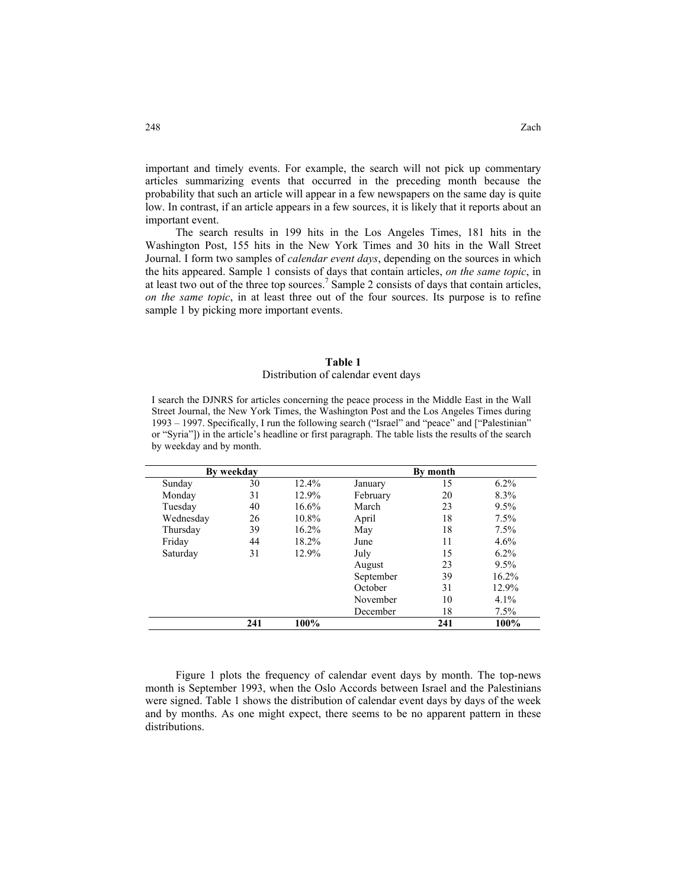important and timely events. For example, the search will not pick up commentary articles summarizing events that occurred in the preceding month because the probability that such an article will appear in a few newspapers on the same day is quite low. In contrast, if an article appears in a few sources, it is likely that it reports about an important event.

The search results in 199 hits in the Los Angeles Times, 181 hits in the Washington Post, 155 hits in the New York Times and 30 hits in the Wall Street Journal. I form two samples of *calendar event days*, depending on the sources in which the hits appeared. Sample 1 consists of days that contain articles, *on the same topic*, in at least two out of the three top sources.[7] Sample 2 consists of days that contain articles, *on the same topic*, in at least three out of the four sources. Its purpose is to refine sample 1 by picking more important events.

**Table 1**
Distribution of calendar event days

I search the DJNRS for articles concerning the peace process in the Middle East in the Wall Street Journal, the New York Times, the Washington Post and the Los Angeles Times during 1993 – 1997. Specifically, I run the following search ("Israel" and "peace" and ["Palestinian" or "Syria"]) in the article's headline or first paragraph. The table lists the results of the search by weekday and by month.

| By weekday | | | By month | | |
|---|---|---|---|---|---|
| Sunday | 30 | 12.4% | January | 15 | 6.2% |
| Monday | 31 | 12.9% | February | 20 | 8.3% |
| Tuesday | 40 | 16.6% | March | 23 | 9.5% |
| Wednesday | 26 | 10.8% | April | 18 | 7.5% |
| Thursday | 39 | 16.2% | May | 18 | 7.5% |
| Friday | 44 | 18.2% | June | 11 | 4.6% |
| Saturday | 31 | 12.9% | July | 15 | 6.2% |
| | | | August | 23 | 9.5% |
| | | | September | 39 | 16.2% |
| | | | October | 31 | 12.9% |
| | | | November | 10 | 4.1% |
| | | | December | 18 | 7.5% |
| | **241** | **100%** | | **241** | **100%** |

Figure 1 plots the frequency of calendar event days by month. The top-news month is September 1993, when the Oslo Accords between Israel and the Palestinians were signed. Table 1 shows the distribution of calendar event days by days of the week and by months. As one might expect, there seems to be no apparent pattern in these distributions.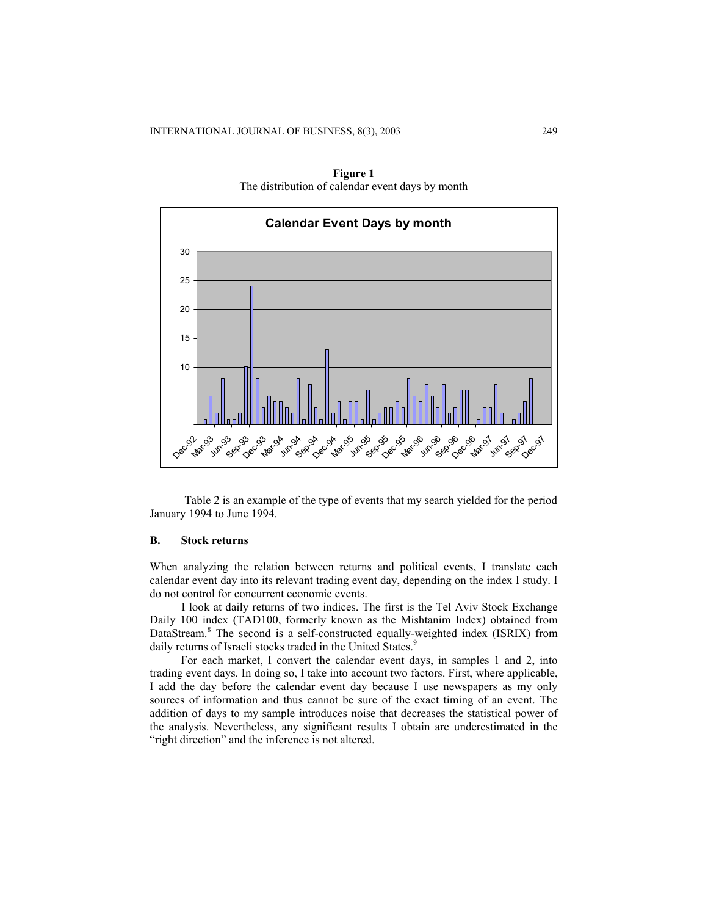**Figure 1**
The distribution of calendar event days by month

Table 2 is an example of the type of events that my search yielded for the period January 1994 to June 1994.

### B. Stock returns

When analyzing the relation between returns and political events, I translate each calendar event day into its relevant trading event day, depending on the index I study. I do not control for concurrent economic events.

I look at daily returns of two indices. The first is the Tel Aviv Stock Exchange Daily 100 index (TAD100, formerly known as the Mishtanim Index) obtained from DataStream.[8] The second is a self-constructed equally-weighted index (ISRIX) from daily returns of Israeli stocks traded in the United States.[9]

For each market, I convert the calendar event days, in samples 1 and 2, into trading event days. In doing so, I take into account two factors. First, where applicable, I add the day before the calendar event day because I use newspapers as my only sources of information and thus cannot be sure of the exact timing of an event. The addition of days to my sample introduces noise that decreases the statistical power of the analysis. Nevertheless, any significant results I obtain are underestimated in the "right direction" and the inference is not altered.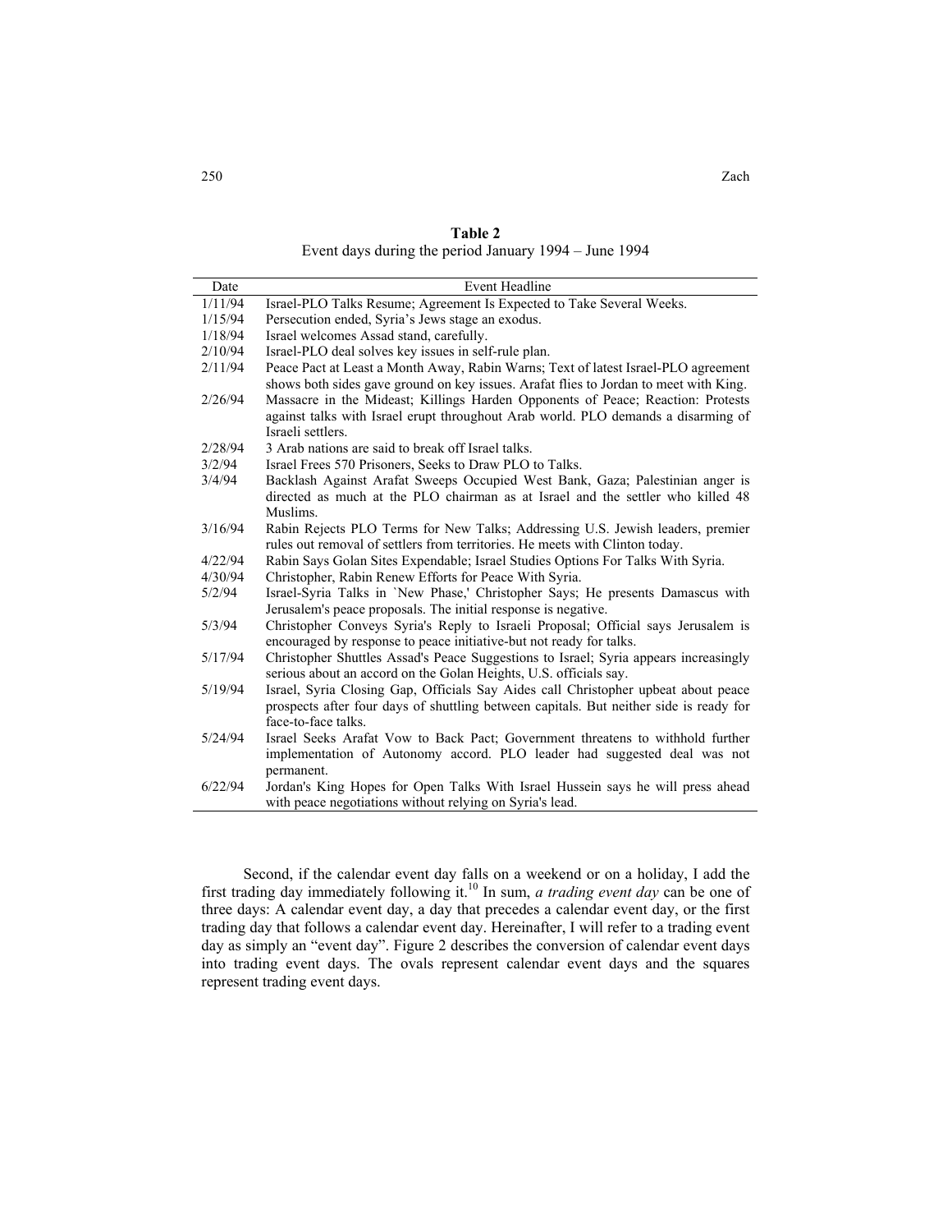**Table 2**
Event days during the period January 1994 – June 1994

| Date | Event Headline |
|---|---|
| 1/11/94 | Israel-PLO Talks Resume; Agreement Is Expected to Take Several Weeks. |
| 1/15/94 | Persecution ended, Syria's Jews stage an exodus. |
| 1/18/94 | Israel welcomes Assad stand, carefully. |
| 2/10/94 | Israel-PLO deal solves key issues in self-rule plan. |
| 2/11/94 | Peace Pact at Least a Month Away, Rabin Warns; Text of latest Israel-PLO agreement shows both sides gave ground on key issues. Arafat flies to Jordan to meet with King. |
| 2/26/94 | Massacre in the Mideast; Killings Harden Opponents of Peace; Reaction: Protests against talks with Israel erupt throughout Arab world. PLO demands a disarming of Israeli settlers. |
| 2/28/94 | 3 Arab nations are said to break off Israel talks. |
| 3/2/94 | Israel Frees 570 Prisoners, Seeks to Draw PLO to Talks. |
| 3/4/94 | Backlash Against Arafat Sweeps Occupied West Bank, Gaza; Palestinian anger is directed as much at the PLO chairman as at Israel and the settler who killed 48 Muslims. |
| 3/16/94 | Rabin Rejects PLO Terms for New Talks; Addressing U.S. Jewish leaders, premier rules out removal of settlers from territories. He meets with Clinton today. |
| 4/22/94 | Rabin Says Golan Sites Expendable; Israel Studies Options For Talks With Syria. |
| 4/30/94 | Christopher, Rabin Renew Efforts for Peace With Syria. |
| 5/2/94 | Israel-Syria Talks in `New Phase,' Christopher Says; He presents Damascus with Jerusalem's peace proposals. The initial response is negative. |
| 5/3/94 | Christopher Conveys Syria's Reply to Israeli Proposal; Official says Jerusalem is encouraged by response to peace initiative-but not ready for talks. |
| 5/17/94 | Christopher Shuttles Assad's Peace Suggestions to Israel; Syria appears increasingly serious about an accord on the Golan Heights, U.S. officials say. |
| 5/19/94 | Israel, Syria Closing Gap, Officials Say Aides call Christopher upbeat about peace prospects after four days of shuttling between capitals. But neither side is ready for face-to-face talks. |
| 5/24/94 | Israel Seeks Arafat Vow to Back Pact; Government threatens to withhold further implementation of Autonomy accord. PLO leader had suggested deal was not permanent. |
| 6/22/94 | Jordan's King Hopes for Open Talks With Israel Hussein says he will press ahead with peace negotiations without relying on Syria's lead. |

Second, if the calendar event day falls on a weekend or on a holiday, I add the first trading day immediately following it.[10] In sum, *a trading event day* can be one of three days: A calendar event day, a day that precedes a calendar event day, or the first trading day that follows a calendar event day. Hereinafter, I will refer to a trading event day as simply an "event day". Figure 2 describes the conversion of calendar event days into trading event days. The ovals represent calendar event days and the squares represent trading event days.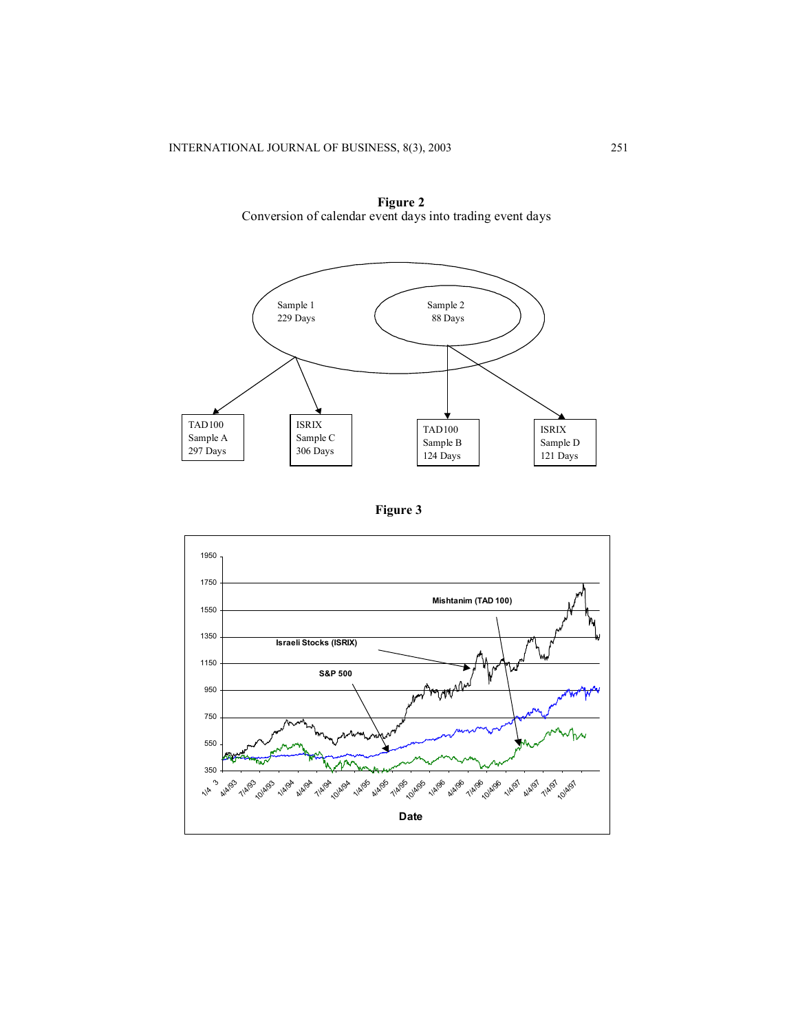**Figure 2**
Conversion of calendar event days into trading event days

Sample 1
229 Days

Sample 2
88 Days

TAD100
Sample A
297 Days

ISRIX
Sample C
306 Days

TAD100
Sample B
124 Days

ISRIX
Sample D
121 Days

**Figure 3**

Mishtanim (TAD 100)

Israeli Stocks (ISRIX)

S&P 500

Date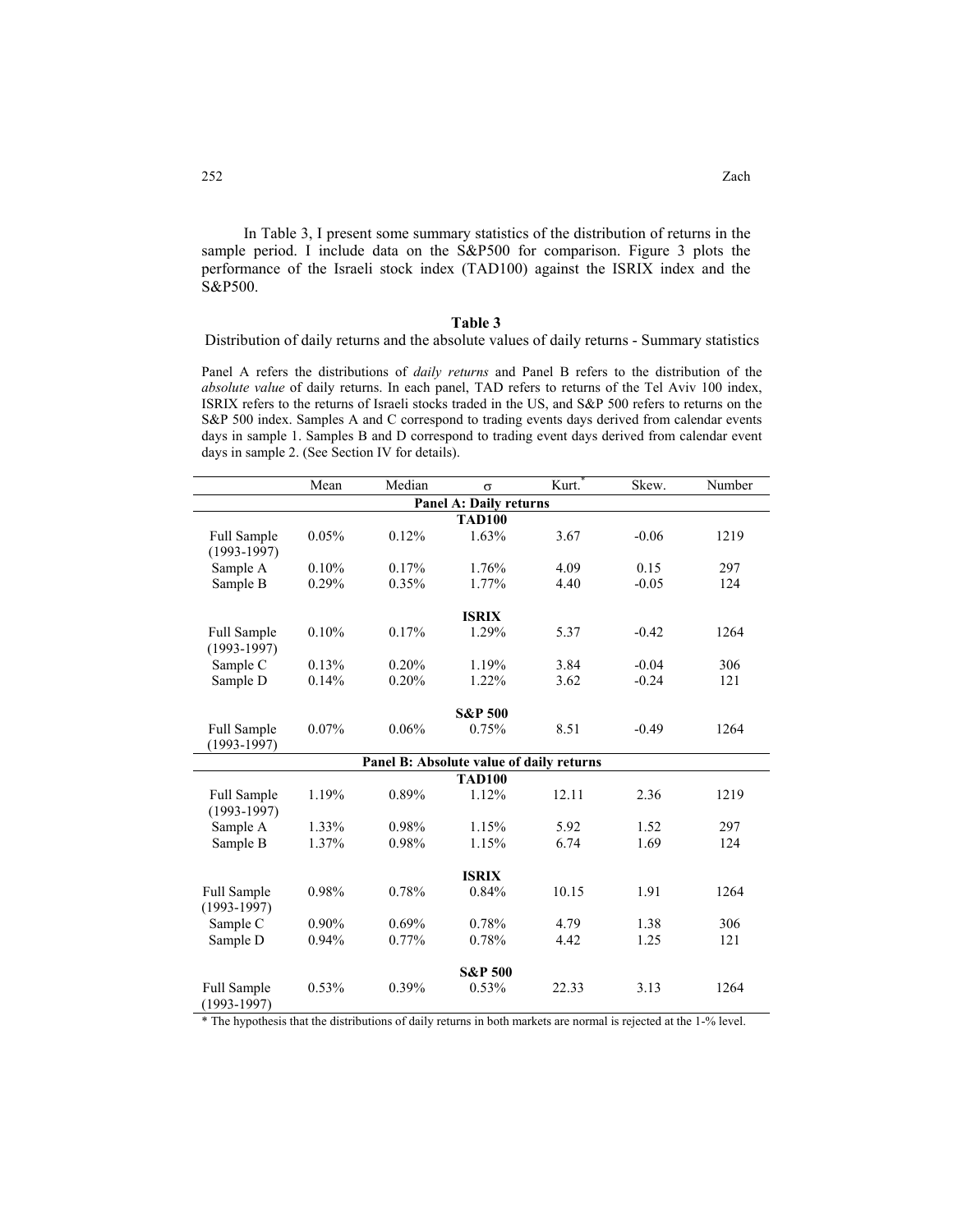In Table 3, I present some summary statistics of the distribution of returns in the sample period. I include data on the S&P500 for comparison. Figure 3 plots the performance of the Israeli stock index (TAD100) against the ISRIX index and the S&P500.

**Table 3**

Distribution of daily returns and the absolute values of daily returns - Summary statistics

Panel A refers the distributions of *daily returns* and Panel B refers to the distribution of the *absolute value* of daily returns. In each panel, TAD refers to returns of the Tel Aviv 100 index, ISRIX refers to the returns of Israeli stocks traded in the US, and S&P 500 refers to returns on the S&P 500 index. Samples A and C correspond to trading events days derived from calendar events days in sample 1. Samples B and D correspond to trading event days derived from calendar event days in sample 2. (See Section IV for details).

| | Mean | Median | σ | Kurt.* | Skew. | Number |
|---|---|---|---|---|---|---|
| **Panel A: Daily returns** | | | | | | |
| **TAD100** | | | | | | |
| Full Sample (1993-1997) | 0.05% | 0.12% | 1.63% | 3.67 | -0.06 | 1219 |
| Sample A | 0.10% | 0.17% | 1.76% | 4.09 | 0.15 | 297 |
| Sample B | 0.29% | 0.35% | 1.77% | 4.40 | -0.05 | 124 |
| **ISRIX** | | | | | | |
| Full Sample (1993-1997) | 0.10% | 0.17% | 1.29% | 5.37 | -0.42 | 1264 |
| Sample C | 0.13% | 0.20% | 1.19% | 3.84 | -0.04 | 306 |
| Sample D | 0.14% | 0.20% | 1.22% | 3.62 | -0.24 | 121 |
| **S&P 500** | | | | | | |
| Full Sample (1993-1997) | 0.07% | 0.06% | 0.75% | 8.51 | -0.49 | 1264 |
| **Panel B: Absolute value of daily returns** | | | | | | |
| **TAD100** | | | | | | |
| Full Sample (1993-1997) | 1.19% | 0.89% | 1.12% | 12.11 | 2.36 | 1219 |
| Sample A | 1.33% | 0.98% | 1.15% | 5.92 | 1.52 | 297 |
| Sample B | 1.37% | 0.98% | 1.15% | 6.74 | 1.69 | 124 |
| **ISRIX** | | | | | | |
| Full Sample (1993-1997) | 0.98% | 0.78% | 0.84% | 10.15 | 1.91 | 1264 |
| Sample C | 0.90% | 0.69% | 0.78% | 4.79 | 1.38 | 306 |
| Sample D | 0.94% | 0.77% | 0.78% | 4.42 | 1.25 | 121 |
| **S&P 500** | | | | | | |
| Full Sample (1993-1997) | 0.53% | 0.39% | 0.53% | 22.33 | 3.13 | 1264 |

\* The hypothesis that the distributions of daily returns in both markets are normal is rejected at the 1-% level.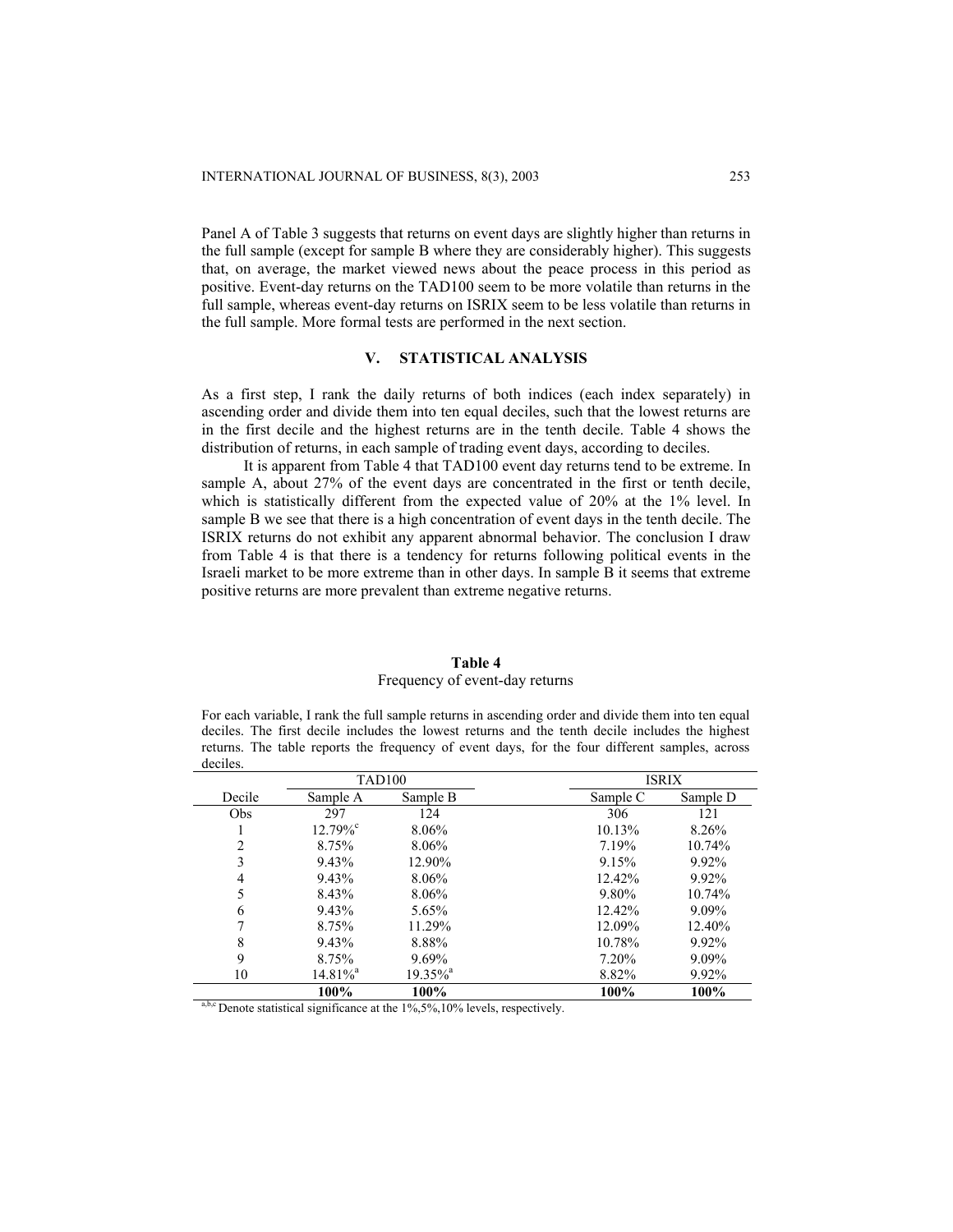Panel A of Table 3 suggests that returns on event days are slightly higher than returns in the full sample (except for sample B where they are considerably higher). This suggests that, on average, the market viewed news about the peace process in this period as positive. Event-day returns on the TAD100 seem to be more volatile than returns in the full sample, whereas event-day returns on ISRIX seem to be less volatile than returns in the full sample. More formal tests are performed in the next section.

## V. STATISTICAL ANALYSIS

As a first step, I rank the daily returns of both indices (each index separately) in ascending order and divide them into ten equal deciles, such that the lowest returns are in the first decile and the highest returns are in the tenth decile. Table 4 shows the distribution of returns, in each sample of trading event days, according to deciles.

It is apparent from Table 4 that TAD100 event day returns tend to be extreme. In sample A, about 27% of the event days are concentrated in the first or tenth decile, which is statistically different from the expected value of 20% at the 1% level. In sample B we see that there is a high concentration of event days in the tenth decile. The ISRIX returns do not exhibit any apparent abnormal behavior. The conclusion I draw from Table 4 is that there is a tendency for returns following political events in the Israeli market to be more extreme than in other days. In sample B it seems that extreme positive returns are more prevalent than extreme negative returns.

**Table 4**
Frequency of event-day returns

For each variable, I rank the full sample returns in ascending order and divide them into ten equal deciles. The first decile includes the lowest returns and the tenth decile includes the highest returns. The table reports the frequency of event days, for the four different samples, across deciles.

| | TAD100 | | ISRIX | |
|---|---|---|---|---|
| Decile | Sample A | Sample B | Sample C | Sample D |
| Obs | 297 | 124 | 306 | 121 |
| 1 | 12.79%[c] | 8.06% | 10.13% | 8.26% |
| 2 | 8.75% | 8.06% | 7.19% | 10.74% |
| 3 | 9.43% | 12.90% | 9.15% | 9.92% |
| 4 | 9.43% | 8.06% | 12.42% | 9.92% |
| 5 | 8.43% | 8.06% | 9.80% | 10.74% |
| 6 | 9.43% | 5.65% | 12.42% | 9.09% |
| 7 | 8.75% | 11.29% | 12.09% | 12.40% |
| 8 | 9.43% | 8.88% | 10.78% | 9.92% |
| 9 | 8.75% | 9.69% | 7.20% | 9.09% |
| 10 | 14.81%[a] | 19.35%[a] | 8.82% | 9.92% |
| | **100%** | **100%** | **100%** | **100%** |

[a,b,c] Denote statistical significance at the 1%,5%,10% levels, respectively.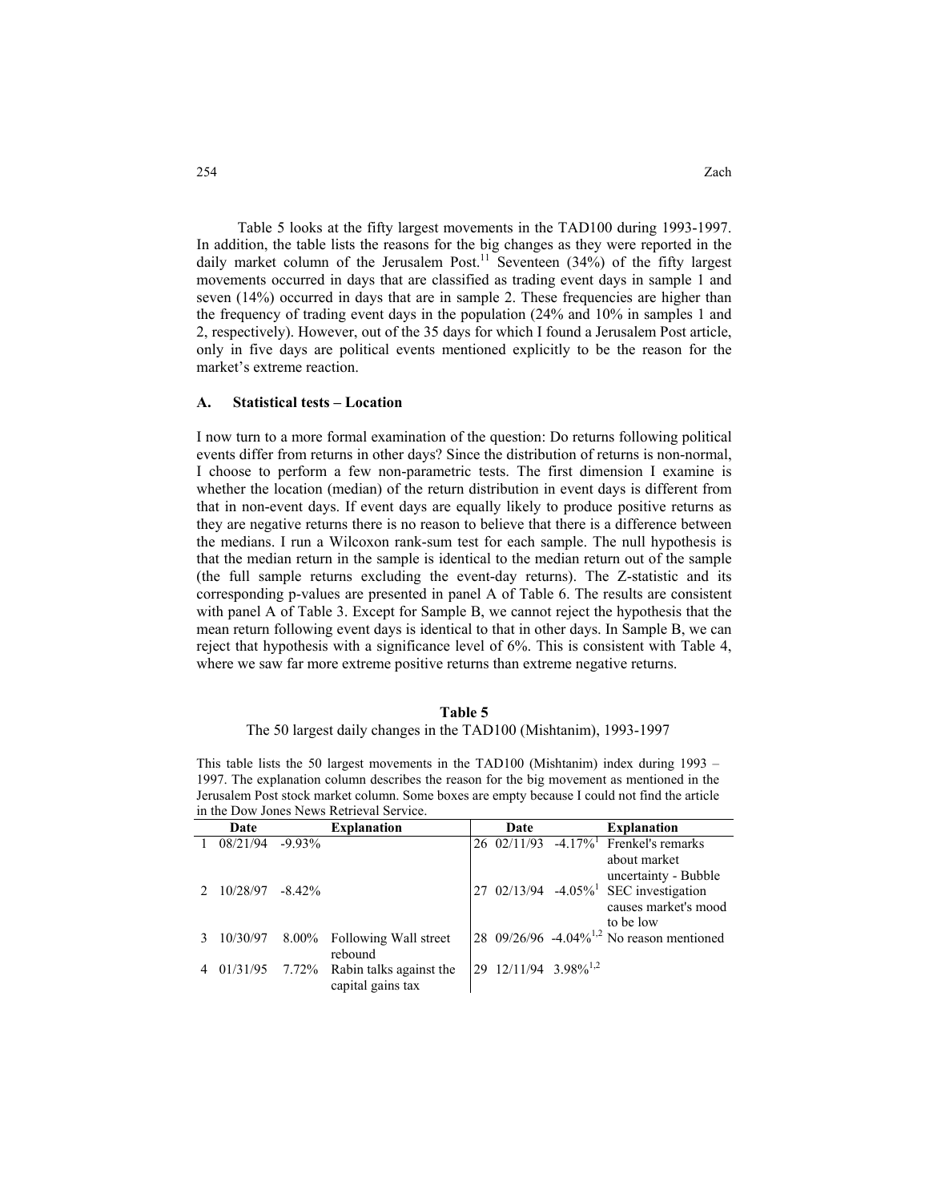Table 5 looks at the fifty largest movements in the TAD100 during 1993-1997. In addition, the table lists the reasons for the big changes as they were reported in the daily market column of the Jerusalem Post.[11] Seventeen (34%) of the fifty largest movements occurred in days that are classified as trading event days in sample 1 and seven (14%) occurred in days that are in sample 2. These frequencies are higher than the frequency of trading event days in the population (24% and 10% in samples 1 and 2, respectively). However, out of the 35 days for which I found a Jerusalem Post article, only in five days are political events mentioned explicitly to be the reason for the market's extreme reaction.

## A. Statistical tests – Location

I now turn to a more formal examination of the question: Do returns following political events differ from returns in other days? Since the distribution of returns is non-normal, I choose to perform a few non-parametric tests. The first dimension I examine is whether the location (median) of the return distribution in event days is different from that in non-event days. If event days are equally likely to produce positive returns as they are negative returns there is no reason to believe that there is a difference between the medians. I run a Wilcoxon rank-sum test for each sample. The null hypothesis is that the median return in the sample is identical to the median return out of the sample (the full sample returns excluding the event-day returns). The Z-statistic and its corresponding p-values are presented in panel A of Table 6. The results are consistent with panel A of Table 3. Except for Sample B, we cannot reject the hypothesis that the mean return following event days is identical to that in other days. In Sample B, we can reject that hypothesis with a significance level of 6%. This is consistent with Table 4, where we saw far more extreme positive returns than extreme negative returns.

**Table 5**

The 50 largest daily changes in the TAD100 (Mishtanim), 1993-1997

This table lists the 50 largest movements in the TAD100 (Mishtanim) index during 1993 – 1997. The explanation column describes the reason for the big movement as mentioned in the Jerusalem Post stock market column. Some boxes are empty because I could not find the article in the Dow Jones News Retrieval Service.

| | Date | | Explanation | | Date | | Explanation |
|---|---|---|---|---|---|---|---|
| 1 | 08/21/94 | -9.93% | | 26 | 02/11/93 | -4.17%[1] | Frenkel's remarks about market uncertainty - Bubble |
| 2 | 10/28/97 | -8.42% | | 27 | 02/13/94 | -4.05%[1] | SEC investigation causes market's mood to be low |
| 3 | 10/30/97 | 8.00% | Following Wall street rebound | 28 | 09/26/96 | -4.04%[1,2] | No reason mentioned |
| 4 | 01/31/95 | 7.72% | Rabin talks against the capital gains tax | 29 | 12/11/94 | 3.98%[1,2] | |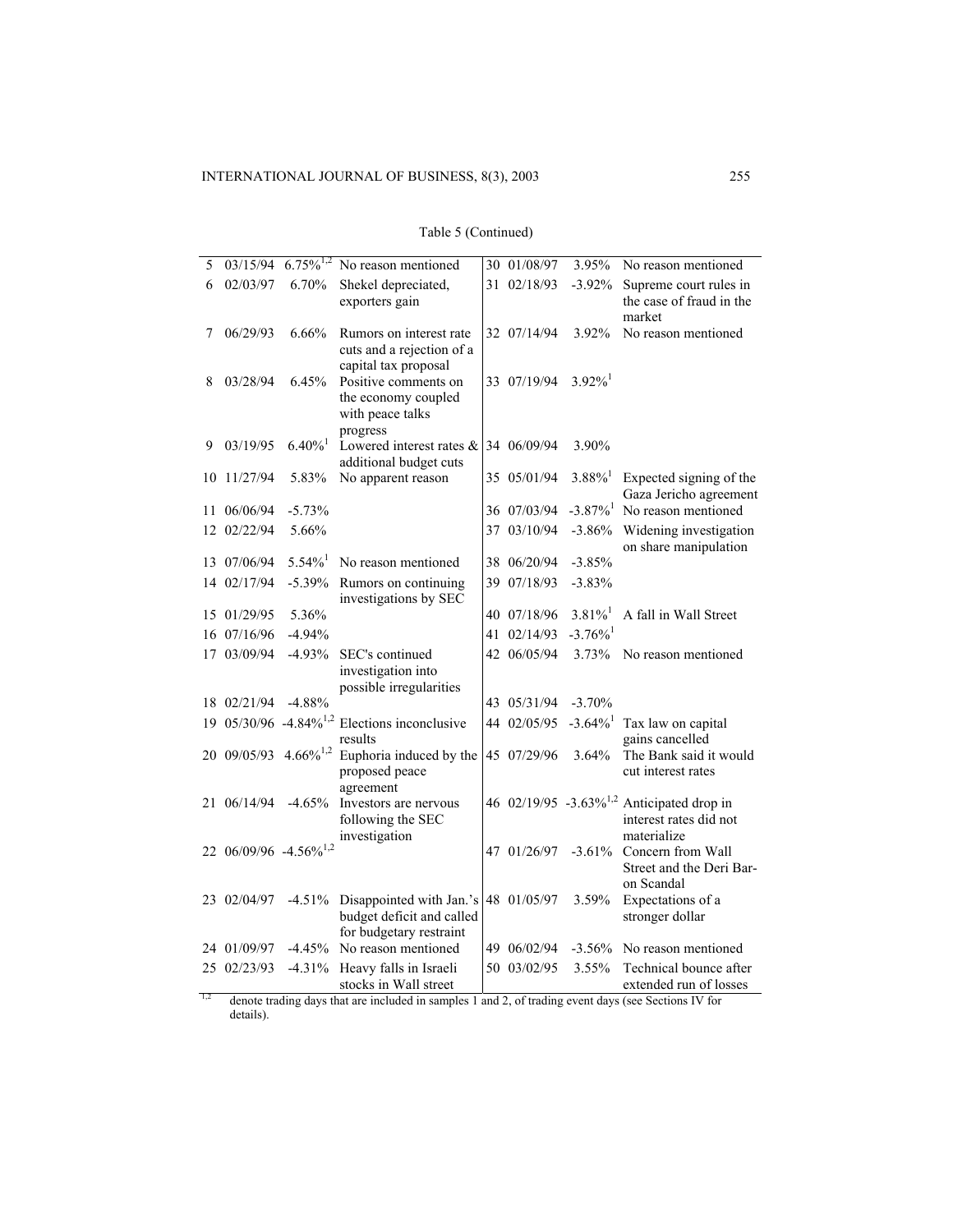Table 5 (Continued)

| | | | | | | | |
|---|---|---|---|---|---|---|---|
| 5 | 03/15/94 | 6.75%[1,2] | No reason mentioned | 30 | 01/08/97 | 3.95% | No reason mentioned |
| 6 | 02/03/97 | 6.70% | Shekel depreciated, exporters gain | 31 | 02/18/93 | -3.92% | Supreme court rules in the case of fraud in the market |
| 7 | 06/29/93 | 6.66% | Rumors on interest rate cuts and a rejection of a capital tax proposal | 32 | 07/14/94 | 3.92% | No reason mentioned |
| 8 | 03/28/94 | 6.45% | Positive comments on the economy coupled with peace talks progress | 33 | 07/19/94 | 3.92%[1] | |
| 9 | 03/19/95 | 6.40%[1] | Lowered interest rates & additional budget cuts | 34 | 06/09/94 | 3.90% | |
| 10 | 11/27/94 | 5.83% | No apparent reason | 35 | 05/01/94 | 3.88%[1] | Expected signing of the Gaza Jericho agreement |
| 11 | 06/06/94 | -5.73% | | 36 | 07/03/94 | -3.87%[1] | No reason mentioned |
| 12 | 02/22/94 | 5.66% | | 37 | 03/10/94 | -3.86% | Widening investigation on share manipulation |
| 13 | 07/06/94 | 5.54%[1] | No reason mentioned | 38 | 06/20/94 | -3.85% | |
| 14 | 02/17/94 | -5.39% | Rumors on continuing investigations by SEC | 39 | 07/18/93 | -3.83% | |
| 15 | 01/29/95 | 5.36% | | 40 | 07/18/96 | 3.81%[1] | A fall in Wall Street |
| 16 | 07/16/96 | -4.94% | | 41 | 02/14/93 | -3.76%[1] | |
| 17 | 03/09/94 | -4.93% | SEC's continued investigation into possible irregularities | 42 | 06/05/94 | 3.73% | No reason mentioned |
| 18 | 02/21/94 | -4.88% | | 43 | 05/31/94 | -3.70% | |
| 19 | 05/30/96 | -4.84%[1,2] | Elections inconclusive results | 44 | 02/05/95 | -3.64%[1] | Tax law on capital gains cancelled |
| 20 | 09/05/93 | 4.66%[1,2] | Euphoria induced by the proposed peace agreement | 45 | 07/29/96 | 3.64% | The Bank said it would cut interest rates |
| 21 | 06/14/94 | -4.65% | Investors are nervous following the SEC investigation | 46 | 02/19/95 | -3.63%[1,2] | Anticipated drop in interest rates did not materialize |
| 22 | 06/09/96 | -4.56%[1,2] | | 47 | 01/26/97 | -3.61% | Concern from Wall Street and the Deri Bar-on Scandal |
| 23 | 02/04/97 | -4.51% | Disappointed with Jan.'s budget deficit and called for budgetary restraint | 48 | 01/05/97 | 3.59% | Expectations of a stronger dollar |
| 24 | 01/09/97 | -4.45% | No reason mentioned | 49 | 06/02/94 | -3.56% | No reason mentioned |
| 25 | 02/23/93 | -4.31% | Heavy falls in Israeli stocks in Wall street | 50 | 03/02/95 | 3.55% | Technical bounce after extended run of losses |

[1,2] denote trading days that are included in samples 1 and 2, of trading event days (see Sections IV for details).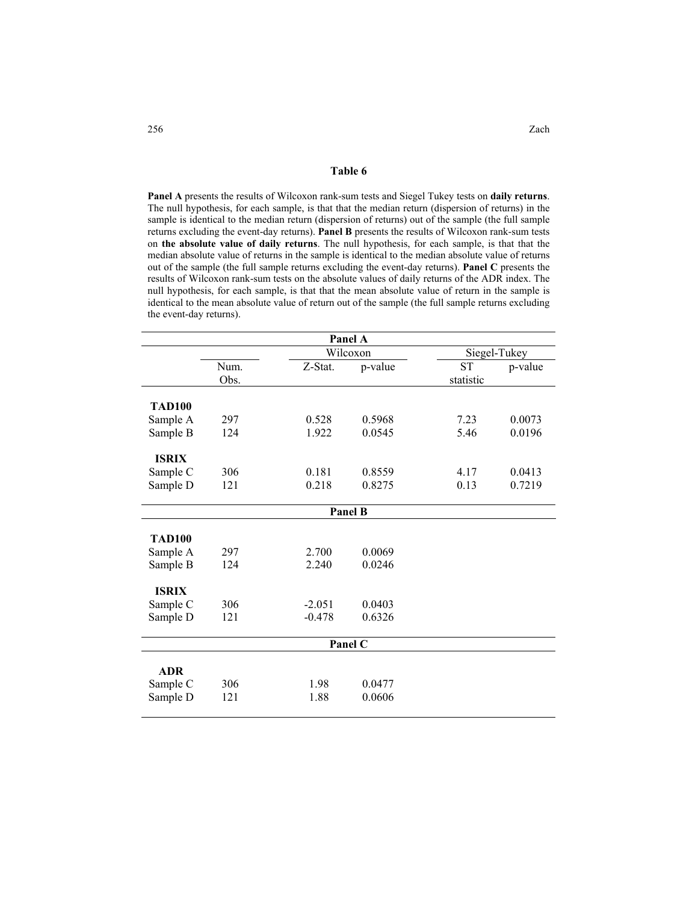### Table 6

**Panel A** presents the results of Wilcoxon rank-sum tests and Siegel Tukey tests on **daily returns**. The null hypothesis, for each sample, is that that the median return (dispersion of returns) in the sample is identical to the median return (dispersion of returns) out of the sample (the full sample returns excluding the event-day returns). **Panel B** presents the results of Wilcoxon rank-sum tests on **the absolute value of daily returns**. The null hypothesis, for each sample, is that that the median absolute value of returns in the sample is identical to the median absolute value of returns out of the sample (the full sample returns excluding the event-day returns). **Panel C** presents the results of Wilcoxon rank-sum tests on the absolute values of daily returns of the ADR index. The null hypothesis, for each sample, is that that the mean absolute value of return in the sample is identical to the mean absolute value of return out of the sample (the full sample returns excluding the event-day returns).

| | | Wilcoxon | | Siegel-Tukey | |
|---|---|---|---|---|---|
| | Num. Obs. | Z-Stat. | p-value | ST statistic | p-value |
| **Panel A** | | | | | |
| **TAD100** | | | | | |
| Sample A | 297 | 0.528 | 0.5968 | 7.23 | 0.0073 |
| Sample B | 124 | 1.922 | 0.0545 | 5.46 | 0.0196 |
| **ISRIX** | | | | | |
| Sample C | 306 | 0.181 | 0.8559 | 4.17 | 0.0413 |
| Sample D | 121 | 0.218 | 0.8275 | 0.13 | 0.7219 |
| **Panel B** | | | | | |
| **TAD100** | | | | | |
| Sample A | 297 | 2.700 | 0.0069 | | |
| Sample B | 124 | 2.240 | 0.0246 | | |
| **ISRIX** | | | | | |
| Sample C | 306 | -2.051 | 0.0403 | | |
| Sample D | 121 | -0.478 | 0.6326 | | |
| **Panel C** | | | | | |
| **ADR** | | | | | |
| Sample C | 306 | 1.98 | 0.0477 | | |
| Sample D | 121 | 1.88 | 0.0606 | | |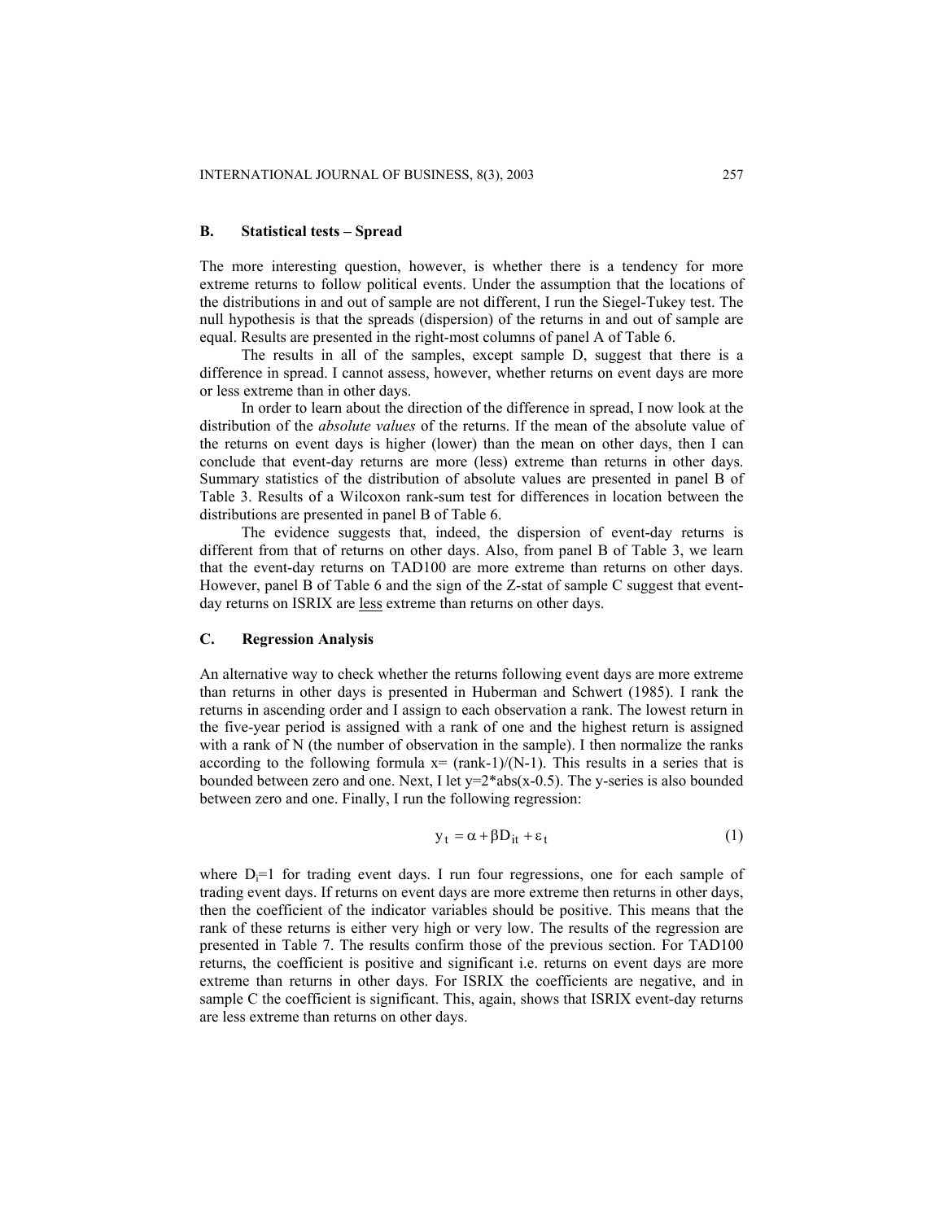### B. Statistical tests – Spread

The more interesting question, however, is whether there is a tendency for more extreme returns to follow political events. Under the assumption that the locations of the distributions in and out of sample are not different, I run the Siegel-Tukey test. The null hypothesis is that the spreads (dispersion) of the returns in and out of sample are equal. Results are presented in the right-most columns of panel A of Table 6.

The results in all of the samples, except sample D, suggest that there is a difference in spread. I cannot assess, however, whether returns on event days are more or less extreme than in other days.

In order to learn about the direction of the difference in spread, I now look at the distribution of the *absolute values* of the returns. If the mean of the absolute value of the returns on event days is higher (lower) than the mean on other days, then I can conclude that event-day returns are more (less) extreme than returns in other days. Summary statistics of the distribution of absolute values are presented in panel B of Table 3. Results of a Wilcoxon rank-sum test for differences in location between the distributions are presented in panel B of Table 6.

The evidence suggests that, indeed, the dispersion of event-day returns is different from that of returns on other days. Also, from panel B of Table 3, we learn that the event-day returns on TAD100 are more extreme than returns on other days. However, panel B of Table 6 and the sign of the Z-stat of sample C suggest that event-day returns on ISRIX are <u>less</u> extreme than returns on other days.

### C. Regression Analysis

An alternative way to check whether the returns following event days are more extreme than returns in other days is presented in Huberman and Schwert (1985). I rank the returns in ascending order and I assign to each observation a rank. The lowest return in the five-year period is assigned with a rank of one and the highest return is assigned with a rank of N (the number of observation in the sample). I then normalize the ranks according to the following formula x= (rank-1)/(N-1). This results in a series that is bounded between zero and one. Next, I let y=2*abs(x-0.5). The y-series is also bounded between zero and one. Finally, I run the following regression:

$$y_t = \alpha + \beta D_{it} + \varepsilon_t \tag{1}$$

where $D_i$=1 for trading event days. I run four regressions, one for each sample of trading event days. If returns on event days are more extreme then returns in other days, then the coefficient of the indicator variables should be positive. This means that the rank of these returns is either very high or very low. The results of the regression are presented in Table 7. The results confirm those of the previous section. For TAD100 returns, the coefficient is positive and significant i.e. returns on event days are more extreme than returns in other days. For ISRIX the coefficients are negative, and in sample C the coefficient is significant. This, again, shows that ISRIX event-day returns are less extreme than returns on other days.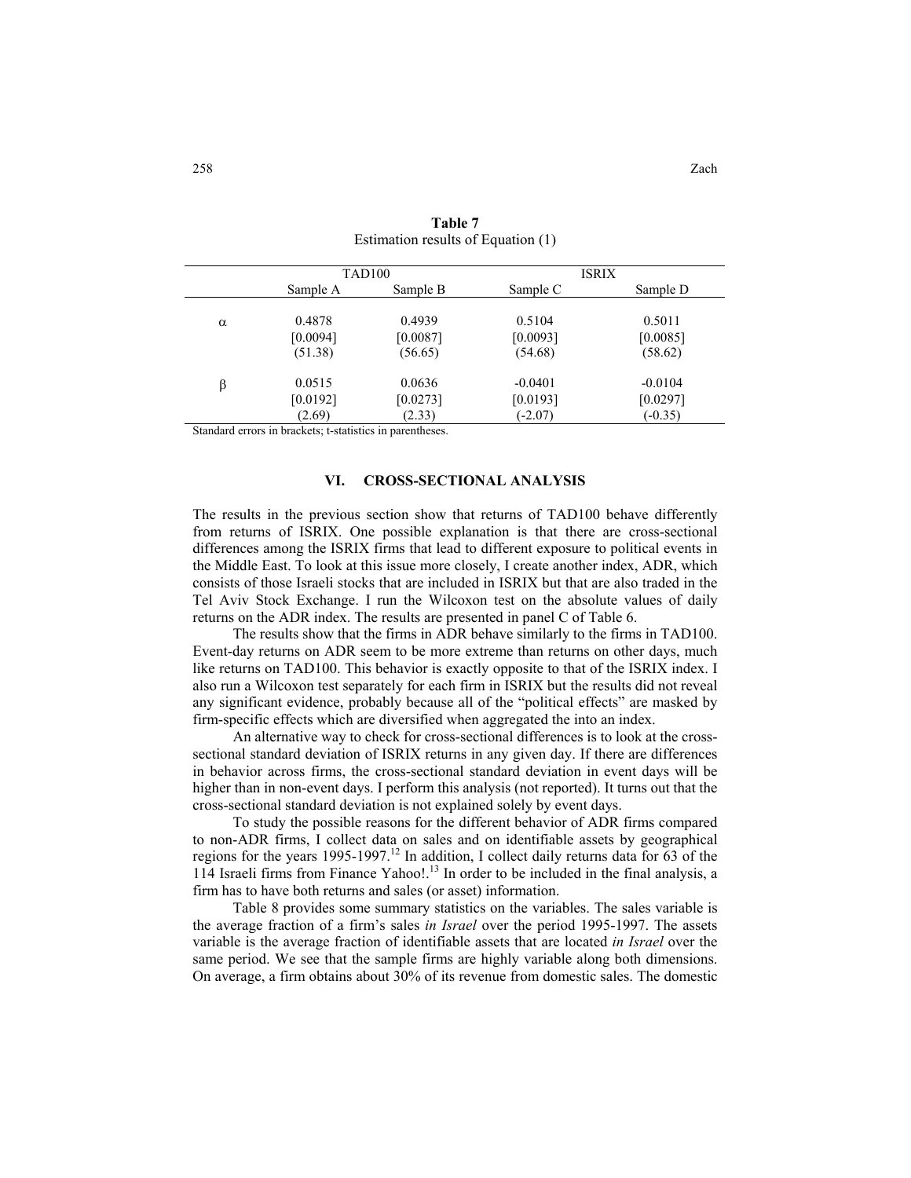**Table 7**
Estimation results of Equation (1)

| | TAD100 | | ISRIX | |
|---|---|---|---|---|
| | Sample A | Sample B | Sample C | Sample D |
| $\alpha$ | 0.4878 | 0.4939 | 0.5104 | 0.5011 |
| | [0.0094] | [0.0087] | [0.0093] | [0.0085] |
| | (51.38) | (56.65) | (54.68) | (58.62) |
| $\beta$ | 0.0515 | 0.0636 | -0.0401 | -0.0104 |
| | [0.0192] | [0.0273] | [0.0193] | [0.0297] |
| | (2.69) | (2.33) | (-2.07) | (-0.35) |

Standard errors in brackets; t-statistics in parentheses.

## VI. CROSS-SECTIONAL ANALYSIS

The results in the previous section show that returns of TAD100 behave differently from returns of ISRIX. One possible explanation is that there are cross-sectional differences among the ISRIX firms that lead to different exposure to political events in the Middle East. To look at this issue more closely, I create another index, ADR, which consists of those Israeli stocks that are included in ISRIX but that are also traded in the Tel Aviv Stock Exchange. I run the Wilcoxon test on the absolute values of daily returns on the ADR index. The results are presented in panel C of Table 6.

The results show that the firms in ADR behave similarly to the firms in TAD100. Event-day returns on ADR seem to be more extreme than returns on other days, much like returns on TAD100. This behavior is exactly opposite to that of the ISRIX index. I also run a Wilcoxon test separately for each firm in ISRIX but the results did not reveal any significant evidence, probably because all of the "political effects" are masked by firm-specific effects which are diversified when aggregated the into an index.

An alternative way to check for cross-sectional differences is to look at the cross-sectional standard deviation of ISRIX returns in any given day. If there are differences in behavior across firms, the cross-sectional standard deviation in event days will be higher than in non-event days. I perform this analysis (not reported). It turns out that the cross-sectional standard deviation is not explained solely by event days.

To study the possible reasons for the different behavior of ADR firms compared to non-ADR firms, I collect data on sales and on identifiable assets by geographical regions for the years 1995-1997.[12] In addition, I collect daily returns data for 63 of the 114 Israeli firms from Finance Yahoo!.[13] In order to be included in the final analysis, a firm has to have both returns and sales (or asset) information.

Table 8 provides some summary statistics on the variables. The sales variable is the average fraction of a firm's sales *in Israel* over the period 1995-1997. The assets variable is the average fraction of identifiable assets that are located *in Israel* over the same period. We see that the sample firms are highly variable along both dimensions. On average, a firm obtains about 30% of its revenue from domestic sales. The domestic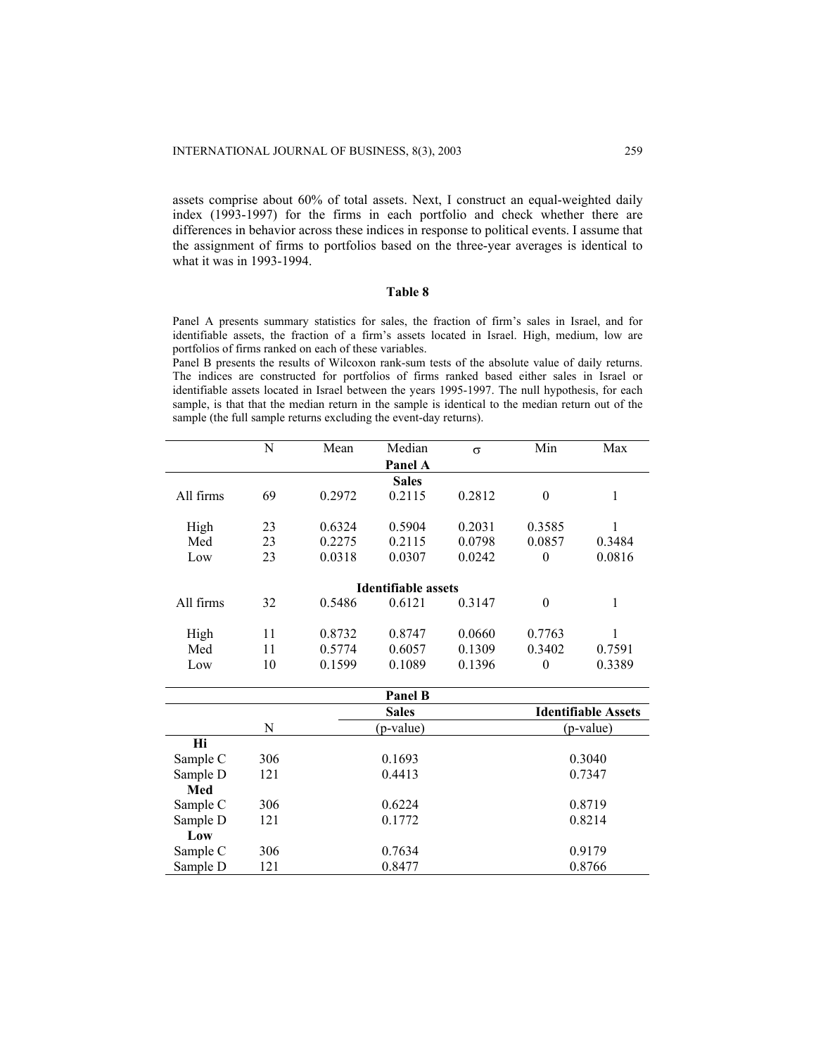assets comprise about 60% of total assets. Next, I construct an equal-weighted daily index (1993-1997) for the firms in each portfolio and check whether there are differences in behavior across these indices in response to political events. I assume that the assignment of firms to portfolios based on the three-year averages is identical to what it was in 1993-1994.

### Table 8

Panel A presents summary statistics for sales, the fraction of firm's sales in Israel, and for identifiable assets, the fraction of a firm's assets located in Israel. High, medium, low are portfolios of firms ranked on each of these variables.

Panel B presents the results of Wilcoxon rank-sum tests of the absolute value of daily returns. The indices are constructed for portfolios of firms ranked based either sales in Israel or identifiable assets located in Israel between the years 1995-1997. The null hypothesis, for each sample, is that that the median return in the sample is identical to the median return out of the sample (the full sample returns excluding the event-day returns).

| | N | Mean | Median | $\sigma$ | Min | Max |
|---|---|---|---|---|---|---|
| | | | **Panel A** | | | |
| | | | **Sales** | | | |
| All firms | 69 | 0.2972 | 0.2115 | 0.2812 | 0 | 1 |
| High | 23 | 0.6324 | 0.5904 | 0.2031 | 0.3585 | 1 |
| Med | 23 | 0.2275 | 0.2115 | 0.0798 | 0.0857 | 0.3484 |
| Low | 23 | 0.0318 | 0.0307 | 0.0242 | 0 | 0.0816 |
| | | | **Identifiable assets** | | | |
| All firms | 32 | 0.5486 | 0.6121 | 0.3147 | 0 | 1 |
| High | 11 | 0.8732 | 0.8747 | 0.0660 | 0.7763 | 1 |
| Med | 11 | 0.5774 | 0.6057 | 0.1309 | 0.3402 | 0.7591 |
| Low | 10 | 0.1599 | 0.1089 | 0.1396 | 0 | 0.3389 |

| | | **Panel B** | |
|---|---|---|---|
| | | **Sales** | **Identifiable Assets** |
| | N | (p-value) | (p-value) |
| **Hi** | | | |
| Sample C | 306 | 0.1693 | 0.3040 |
| Sample D | 121 | 0.4413 | 0.7347 |
| **Med** | | | |
| Sample C | 306 | 0.6224 | 0.8719 |
| Sample D | 121 | 0.1772 | 0.8214 |
| **Low** | | | |
| Sample C | 306 | 0.7634 | 0.9179 |
| Sample D | 121 | 0.8477 | 0.8766 |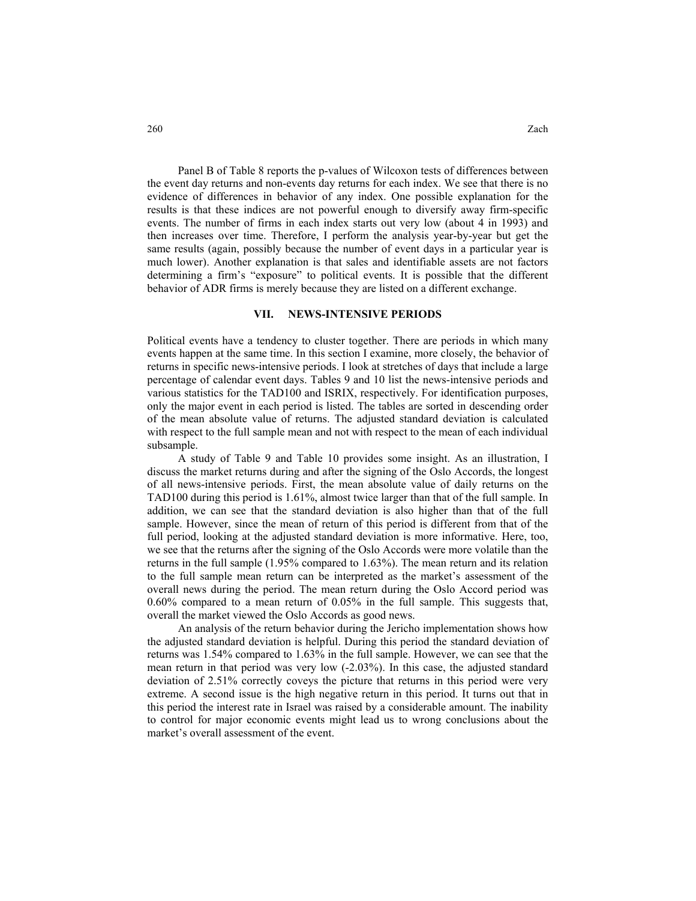Panel B of Table 8 reports the p-values of Wilcoxon tests of differences between the event day returns and non-events day returns for each index. We see that there is no evidence of differences in behavior of any index. One possible explanation for the results is that these indices are not powerful enough to diversify away firm-specific events. The number of firms in each index starts out very low (about 4 in 1993) and then increases over time. Therefore, I perform the analysis year-by-year but get the same results (again, possibly because the number of event days in a particular year is much lower). Another explanation is that sales and identifiable assets are not factors determining a firm's "exposure" to political events. It is possible that the different behavior of ADR firms is merely because they are listed on a different exchange.

## VII. NEWS-INTENSIVE PERIODS

Political events have a tendency to cluster together. There are periods in which many events happen at the same time. In this section I examine, more closely, the behavior of returns in specific news-intensive periods. I look at stretches of days that include a large percentage of calendar event days. Tables 9 and 10 list the news-intensive periods and various statistics for the TAD100 and ISRIX, respectively. For identification purposes, only the major event in each period is listed. The tables are sorted in descending order of the mean absolute value of returns. The adjusted standard deviation is calculated with respect to the full sample mean and not with respect to the mean of each individual subsample.

A study of Table 9 and Table 10 provides some insight. As an illustration, I discuss the market returns during and after the signing of the Oslo Accords, the longest of all news-intensive periods. First, the mean absolute value of daily returns on the TAD100 during this period is 1.61%, almost twice larger than that of the full sample. In addition, we can see that the standard deviation is also higher than that of the full sample. However, since the mean of return of this period is different from that of the full period, looking at the adjusted standard deviation is more informative. Here, too, we see that the returns after the signing of the Oslo Accords were more volatile than the returns in the full sample (1.95% compared to 1.63%). The mean return and its relation to the full sample mean return can be interpreted as the market's assessment of the overall news during the period. The mean return during the Oslo Accord period was 0.60% compared to a mean return of 0.05% in the full sample. This suggests that, overall the market viewed the Oslo Accords as good news.

An analysis of the return behavior during the Jericho implementation shows how the adjusted standard deviation is helpful. During this period the standard deviation of returns was 1.54% compared to 1.63% in the full sample. However, we can see that the mean return in that period was very low (-2.03%). In this case, the adjusted standard deviation of 2.51% correctly coveys the picture that returns in this period were very extreme. A second issue is the high negative return in this period. It turns out that in this period the interest rate in Israel was raised by a considerable amount. The inability to control for major economic events might lead us to wrong conclusions about the market's overall assessment of the event.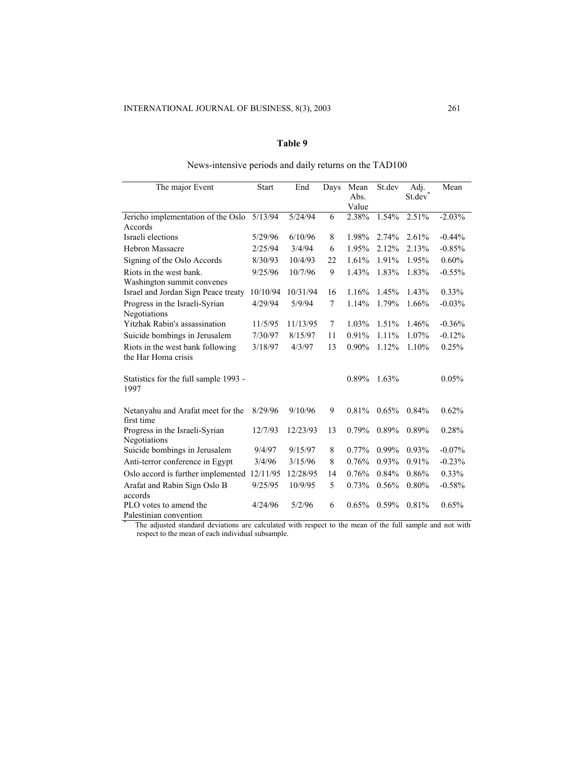## Table 9

News-intensive periods and daily returns on the TAD100

| The major Event | Start | End | Days | Mean Abs. Value | St.dev | Adj. St.dev* | Mean |
|---|---|---|---|---|---|---|---|
| Jericho implementation of the Oslo Accords | 5/13/94 | 5/24/94 | 6 | 2.38% | 1.54% | 2.51% | -2.03% |
| Israeli elections | 5/29/96 | 6/10/96 | 8 | 1.98% | 2.74% | 2.61% | -0.44% |
| Hebron Massacre | 2/25/94 | 3/4/94 | 6 | 1.95% | 2.12% | 2.13% | -0.85% |
| Signing of the Oslo Accords | 8/30/93 | 10/4/93 | 22 | 1.61% | 1.91% | 1.95% | 0.60% |
| Riots in the west bank. Washington summit convenes | 9/25/96 | 10/7/96 | 9 | 1.43% | 1.83% | 1.83% | -0.55% |
| Israel and Jordan Sign Peace treaty | 10/10/94 | 10/31/94 | 16 | 1.16% | 1.45% | 1.43% | 0.33% |
| Progress in the Israeli-Syrian Negotiations | 4/29/94 | 5/9/94 | 7 | 1.14% | 1.79% | 1.66% | -0.03% |
| Yitzhak Rabin's assassination | 11/5/95 | 11/13/95 | 7 | 1.03% | 1.51% | 1.46% | -0.36% |
| Suicide bombings in Jerusalem | 7/30/97 | 8/15/97 | 11 | 0.91% | 1.11% | 1.07% | -0.12% |
| Riots in the west bank following the Har Homa crisis | 3/18/97 | 4/3/97 | 13 | 0.90% | 1.12% | 1.10% | 0.25% |
| Statistics for the full sample 1993 - 1997 | | | | 0.89% | 1.63% | | 0.05% |
| Netanyahu and Arafat meet for the first time | 8/29/96 | 9/10/96 | 9 | 0.81% | 0.65% | 0.84% | 0.62% |
| Progress in the Israeli-Syrian Negotiations | 12/7/93 | 12/23/93 | 13 | 0.79% | 0.89% | 0.89% | 0.28% |
| Suicide bombings in Jerusalem | 9/4/97 | 9/15/97 | 8 | 0.77% | 0.99% | 0.93% | -0.07% |
| Anti-terror conference in Egypt | 3/4/96 | 3/15/96 | 8 | 0.76% | 0.93% | 0.91% | -0.23% |
| Oslo accord is further implemented | 12/11/95 | 12/28/95 | 14 | 0.76% | 0.84% | 0.86% | 0.33% |
| Arafat and Rabin Sign Oslo B accords | 9/25/95 | 10/9/95 | 5 | 0.73% | 0.56% | 0.80% | -0.58% |
| PLO votes to amend the Palestinian convention | 4/24/96 | 5/2/96 | 6 | 0.65% | 0.59% | 0.81% | 0.65% |

\* The adjusted standard deviations are calculated with respect to the mean of the full sample and not with respect to the mean of each individual subsample.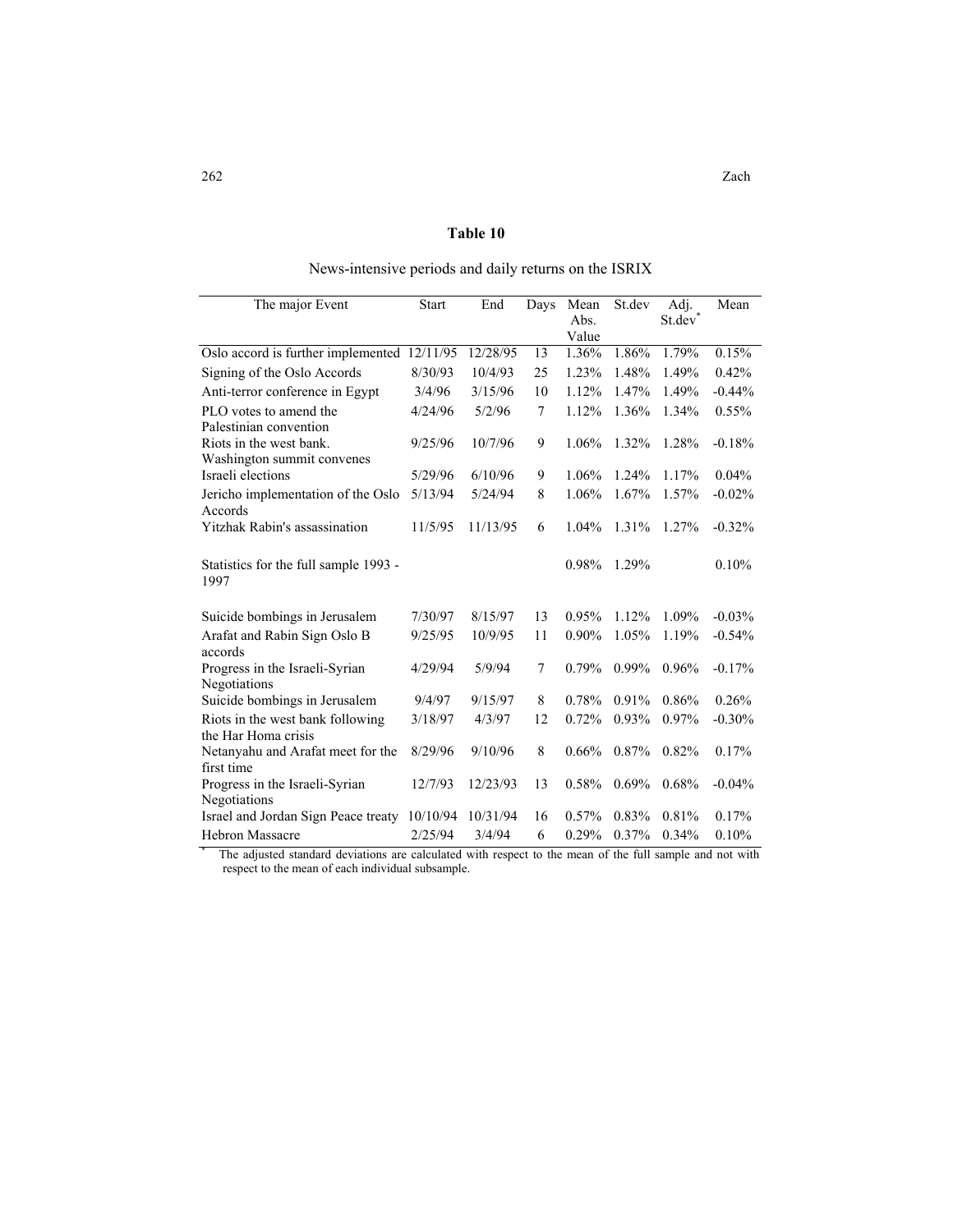## Table 10

News-intensive periods and daily returns on the ISRIX

| The major Event | Start | End | Days | Mean Abs. Value | St.dev | Adj. St.dev* | Mean |
|---|---|---|---|---|---|---|---|
| Oslo accord is further implemented | 12/11/95 | 12/28/95 | 13 | 1.36% | 1.86% | 1.79% | 0.15% |
| Signing of the Oslo Accords | 8/30/93 | 10/4/93 | 25 | 1.23% | 1.48% | 1.49% | 0.42% |
| Anti-terror conference in Egypt | 3/4/96 | 3/15/96 | 10 | 1.12% | 1.47% | 1.49% | -0.44% |
| PLO votes to amend the Palestinian convention | 4/24/96 | 5/2/96 | 7 | 1.12% | 1.36% | 1.34% | 0.55% |
| Riots in the west bank. Washington summit convenes | 9/25/96 | 10/7/96 | 9 | 1.06% | 1.32% | 1.28% | -0.18% |
| Israeli elections | 5/29/96 | 6/10/96 | 9 | 1.06% | 1.24% | 1.17% | 0.04% |
| Jericho implementation of the Oslo Accords | 5/13/94 | 5/24/94 | 8 | 1.06% | 1.67% | 1.57% | -0.02% |
| Yitzhak Rabin's assassination | 11/5/95 | 11/13/95 | 6 | 1.04% | 1.31% | 1.27% | -0.32% |
| Statistics for the full sample 1993 - 1997 | | | | 0.98% | 1.29% | | 0.10% |
| Suicide bombings in Jerusalem | 7/30/97 | 8/15/97 | 13 | 0.95% | 1.12% | 1.09% | -0.03% |
| Arafat and Rabin Sign Oslo B accords | 9/25/95 | 10/9/95 | 11 | 0.90% | 1.05% | 1.19% | -0.54% |
| Progress in the Israeli-Syrian Negotiations | 4/29/94 | 5/9/94 | 7 | 0.79% | 0.99% | 0.96% | -0.17% |
| Suicide bombings in Jerusalem | 9/4/97 | 9/15/97 | 8 | 0.78% | 0.91% | 0.86% | 0.26% |
| Riots in the west bank following the Har Homa crisis | 3/18/97 | 4/3/97 | 12 | 0.72% | 0.93% | 0.97% | -0.30% |
| Netanyahu and Arafat meet for the first time | 8/29/96 | 9/10/96 | 8 | 0.66% | 0.87% | 0.82% | 0.17% |
| Progress in the Israeli-Syrian Negotiations | 12/7/93 | 12/23/93 | 13 | 0.58% | 0.69% | 0.68% | -0.04% |
| Israel and Jordan Sign Peace treaty | 10/10/94 | 10/31/94 | 16 | 0.57% | 0.83% | 0.81% | 0.17% |
| Hebron Massacre | 2/25/94 | 3/4/94 | 6 | 0.29% | 0.37% | 0.34% | 0.10% |

\* The adjusted standard deviations are calculated with respect to the mean of the full sample and not with respect to the mean of each individual subsample.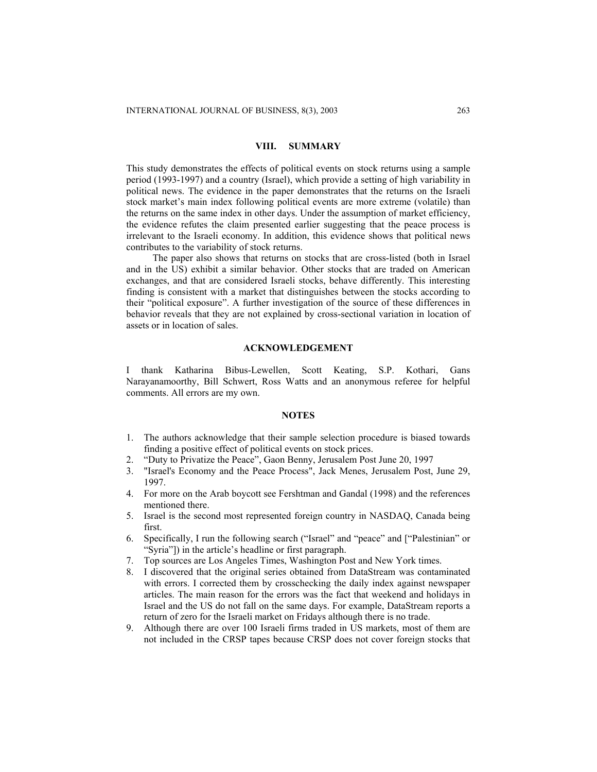## VIII. SUMMARY

This study demonstrates the effects of political events on stock returns using a sample period (1993-1997) and a country (Israel), which provide a setting of high variability in political news. The evidence in the paper demonstrates that the returns on the Israeli stock market's main index following political events are more extreme (volatile) than the returns on the same index in other days. Under the assumption of market efficiency, the evidence refutes the claim presented earlier suggesting that the peace process is irrelevant to the Israeli economy. In addition, this evidence shows that political news contributes to the variability of stock returns.

The paper also shows that returns on stocks that are cross-listed (both in Israel and in the US) exhibit a similar behavior. Other stocks that are traded on American exchanges, and that are considered Israeli stocks, behave differently. This interesting finding is consistent with a market that distinguishes between the stocks according to their "political exposure". A further investigation of the source of these differences in behavior reveals that they are not explained by cross-sectional variation in location of assets or in location of sales.

## ACKNOWLEDGEMENT

I thank Katharina Bibus-Lewellen, Scott Keating, S.P. Kothari, Gans Narayanamoorthy, Bill Schwert, Ross Watts and an anonymous referee for helpful comments. All errors are my own.

## NOTES

1. The authors acknowledge that their sample selection procedure is biased towards finding a positive effect of political events on stock prices.
2. "Duty to Privatize the Peace", Gaon Benny, Jerusalem Post June 20, 1997
3. "Israel's Economy and the Peace Process", Jack Menes, Jerusalem Post, June 29, 1997.
4. For more on the Arab boycott see Fershtman and Gandal (1998) and the references mentioned there.
5. Israel is the second most represented foreign country in NASDAQ, Canada being first.
6. Specifically, I run the following search ("Israel" and "peace" and ["Palestinian" or "Syria"]) in the article's headline or first paragraph.
7. Top sources are Los Angeles Times, Washington Post and New York times.
8. I discovered that the original series obtained from DataStream was contaminated with errors. I corrected them by crosschecking the daily index against newspaper articles. The main reason for the errors was the fact that weekend and holidays in Israel and the US do not fall on the same days. For example, DataStream reports a return of zero for the Israeli market on Fridays although there is no trade.
9. Although there are over 100 Israeli firms traded in US markets, most of them are not included in the CRSP tapes because CRSP does not cover foreign stocks that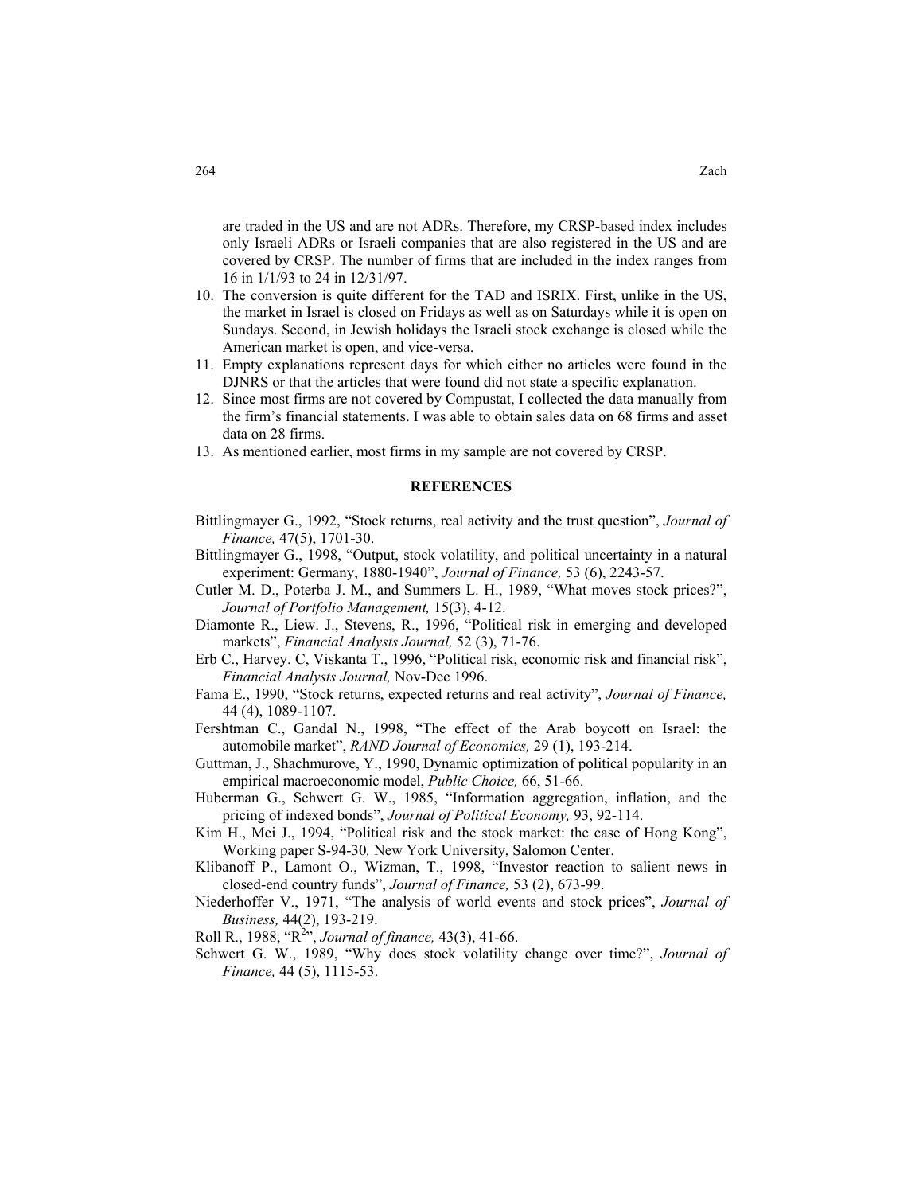are traded in the US and are not ADRs. Therefore, my CRSP-based index includes only Israeli ADRs or Israeli companies that are also registered in the US and are covered by CRSP. The number of firms that are included in the index ranges from 16 in 1/1/93 to 24 in 12/31/97.

10. The conversion is quite different for the TAD and ISRIX. First, unlike in the US, the market in Israel is closed on Fridays as well as on Saturdays while it is open on Sundays. Second, in Jewish holidays the Israeli stock exchange is closed while the American market is open, and vice-versa.
11. Empty explanations represent days for which either no articles were found in the DJNRS or that the articles that were found did not state a specific explanation.
12. Since most firms are not covered by Compustat, I collected the data manually from the firm's financial statements. I was able to obtain sales data on 68 firms and asset data on 28 firms.
13. As mentioned earlier, most firms in my sample are not covered by CRSP.

## REFERENCES

Bittlingmayer G., 1992, "Stock returns, real activity and the trust question", *Journal of Finance,* 47(5), 1701-30.

Bittlingmayer G., 1998, "Output, stock volatility, and political uncertainty in a natural experiment: Germany, 1880-1940", *Journal of Finance,* 53 (6), 2243-57.

Cutler M. D., Poterba J. M., and Summers L. H., 1989, "What moves stock prices?", *Journal of Portfolio Management,* 15(3), 4-12.

Diamonte R., Liew. J., Stevens, R., 1996, "Political risk in emerging and developed markets", *Financial Analysts Journal,* 52 (3), 71-76.

Erb C., Harvey. C, Viskanta T., 1996, "Political risk, economic risk and financial risk", *Financial Analysts Journal,* Nov-Dec 1996.

Fama E., 1990, "Stock returns, expected returns and real activity", *Journal of Finance,* 44 (4), 1089-1107.

Fershtman C., Gandal N., 1998, "The effect of the Arab boycott on Israel: the automobile market", *RAND Journal of Economics,* 29 (1), 193-214.

Guttman, J., Shachmurove, Y., 1990, Dynamic optimization of political popularity in an empirical macroeconomic model, *Public Choice,* 66, 51-66.

Huberman G., Schwert G. W., 1985, "Information aggregation, inflation, and the pricing of indexed bonds", *Journal of Political Economy,* 93, 92-114.

Kim H., Mei J., 1994, "Political risk and the stock market: the case of Hong Kong", Working paper S-94-30*,* New York University, Salomon Center.

Klibanoff P., Lamont O., Wizman, T., 1998, "Investor reaction to salient news in closed-end country funds", *Journal of Finance,* 53 (2), 673-99.

Niederhoffer V., 1971, "The analysis of world events and stock prices", *Journal of Business,* 44(2), 193-219.

Roll R., 1988, "$R^2$", *Journal of finance,* 43(3), 41-66.

Schwert G. W., 1989, "Why does stock volatility change over time?", *Journal of Finance,* 44 (5), 1115-53.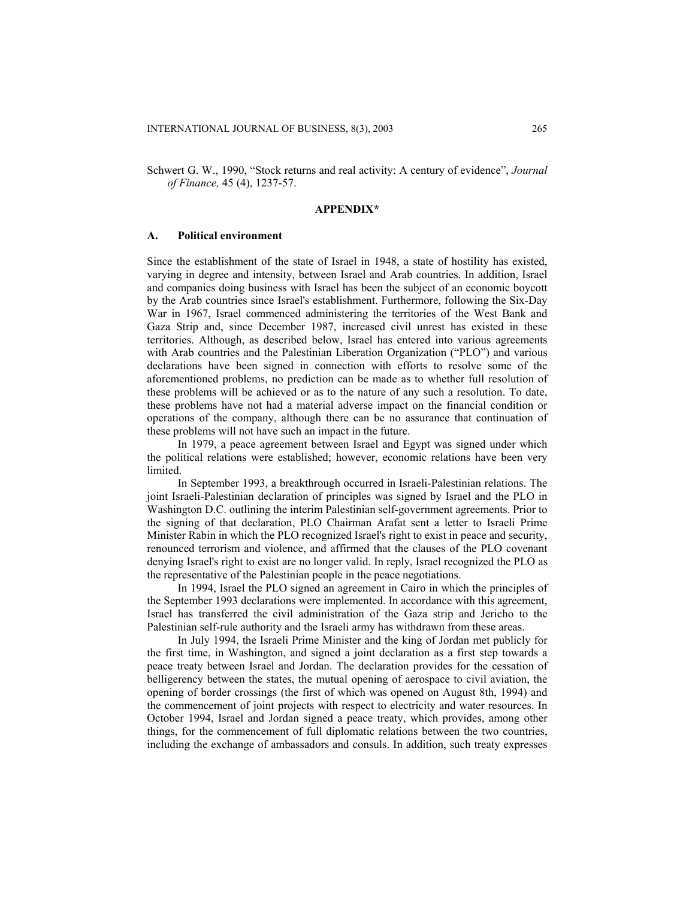Schwert G. W., 1990, "Stock returns and real activity: A century of evidence", *Journal of Finance,* 45 (4), 1237-57.

## APPENDIX*

### A. Political environment

Since the establishment of the state of Israel in 1948, a state of hostility has existed, varying in degree and intensity, between Israel and Arab countries. In addition, Israel and companies doing business with Israel has been the subject of an economic boycott by the Arab countries since Israel's establishment. Furthermore, following the Six-Day War in 1967, Israel commenced administering the territories of the West Bank and Gaza Strip and, since December 1987, increased civil unrest has existed in these territories. Although, as described below, Israel has entered into various agreements with Arab countries and the Palestinian Liberation Organization ("PLO") and various declarations have been signed in connection with efforts to resolve some of the aforementioned problems, no prediction can be made as to whether full resolution of these problems will be achieved or as to the nature of any such a resolution. To date, these problems have not had a material adverse impact on the financial condition or operations of the company, although there can be no assurance that continuation of these problems will not have such an impact in the future.

In 1979, a peace agreement between Israel and Egypt was signed under which the political relations were established; however, economic relations have been very limited.

In September 1993, a breakthrough occurred in Israeli-Palestinian relations. The joint Israeli-Palestinian declaration of principles was signed by Israel and the PLO in Washington D.C. outlining the interim Palestinian self-government agreements. Prior to the signing of that declaration, PLO Chairman Arafat sent a letter to Israeli Prime Minister Rabin in which the PLO recognized Israel's right to exist in peace and security, renounced terrorism and violence, and affirmed that the clauses of the PLO covenant denying Israel's right to exist are no longer valid. In reply, Israel recognized the PLO as the representative of the Palestinian people in the peace negotiations.

In 1994, Israel the PLO signed an agreement in Cairo in which the principles of the September 1993 declarations were implemented. In accordance with this agreement, Israel has transferred the civil administration of the Gaza strip and Jericho to the Palestinian self-rule authority and the Israeli army has withdrawn from these areas.

In July 1994, the Israeli Prime Minister and the king of Jordan met publicly for the first time, in Washington, and signed a joint declaration as a first step towards a peace treaty between Israel and Jordan. The declaration provides for the cessation of belligerency between the states, the mutual opening of aerospace to civil aviation, the opening of border crossings (the first of which was opened on August 8th, 1994) and the commencement of joint projects with respect to electricity and water resources. In October 1994, Israel and Jordan signed a peace treaty, which provides, among other things, for the commencement of full diplomatic relations between the two countries, including the exchange of ambassadors and consuls. In addition, such treaty expresses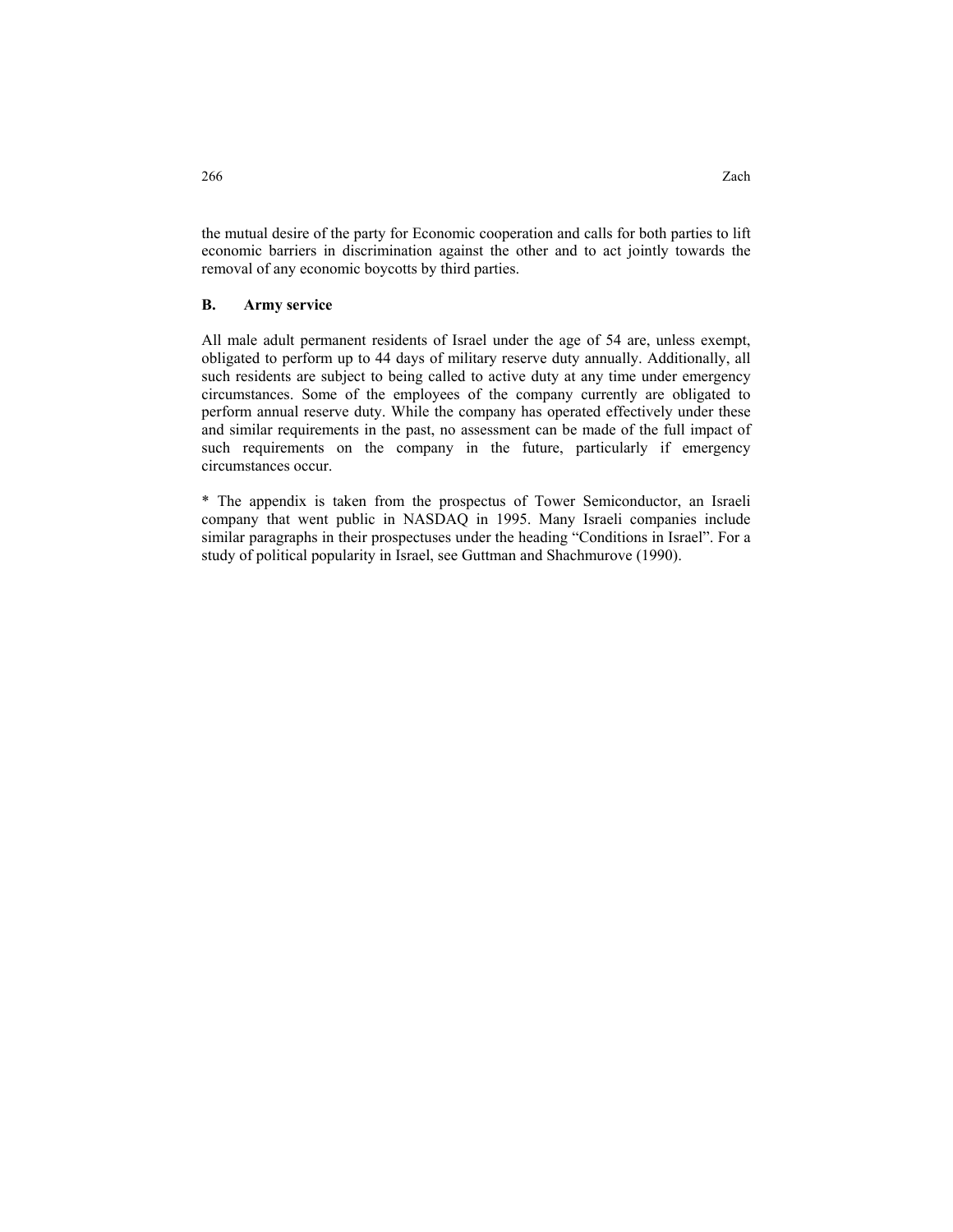the mutual desire of the party for Economic cooperation and calls for both parties to lift economic barriers in discrimination against the other and to act jointly towards the removal of any economic boycotts by third parties.

### B. Army service

All male adult permanent residents of Israel under the age of 54 are, unless exempt, obligated to perform up to 44 days of military reserve duty annually. Additionally, all such residents are subject to being called to active duty at any time under emergency circumstances. Some of the employees of the company currently are obligated to perform annual reserve duty. While the company has operated effectively under these and similar requirements in the past, no assessment can be made of the full impact of such requirements on the company in the future, particularly if emergency circumstances occur.

* The appendix is taken from the prospectus of Tower Semiconductor, an Israeli company that went public in NASDAQ in 1995. Many Israeli companies include similar paragraphs in their prospectuses under the heading "Conditions in Israel". For a study of political popularity in Israel, see Guttman and Shachmurove (1990).